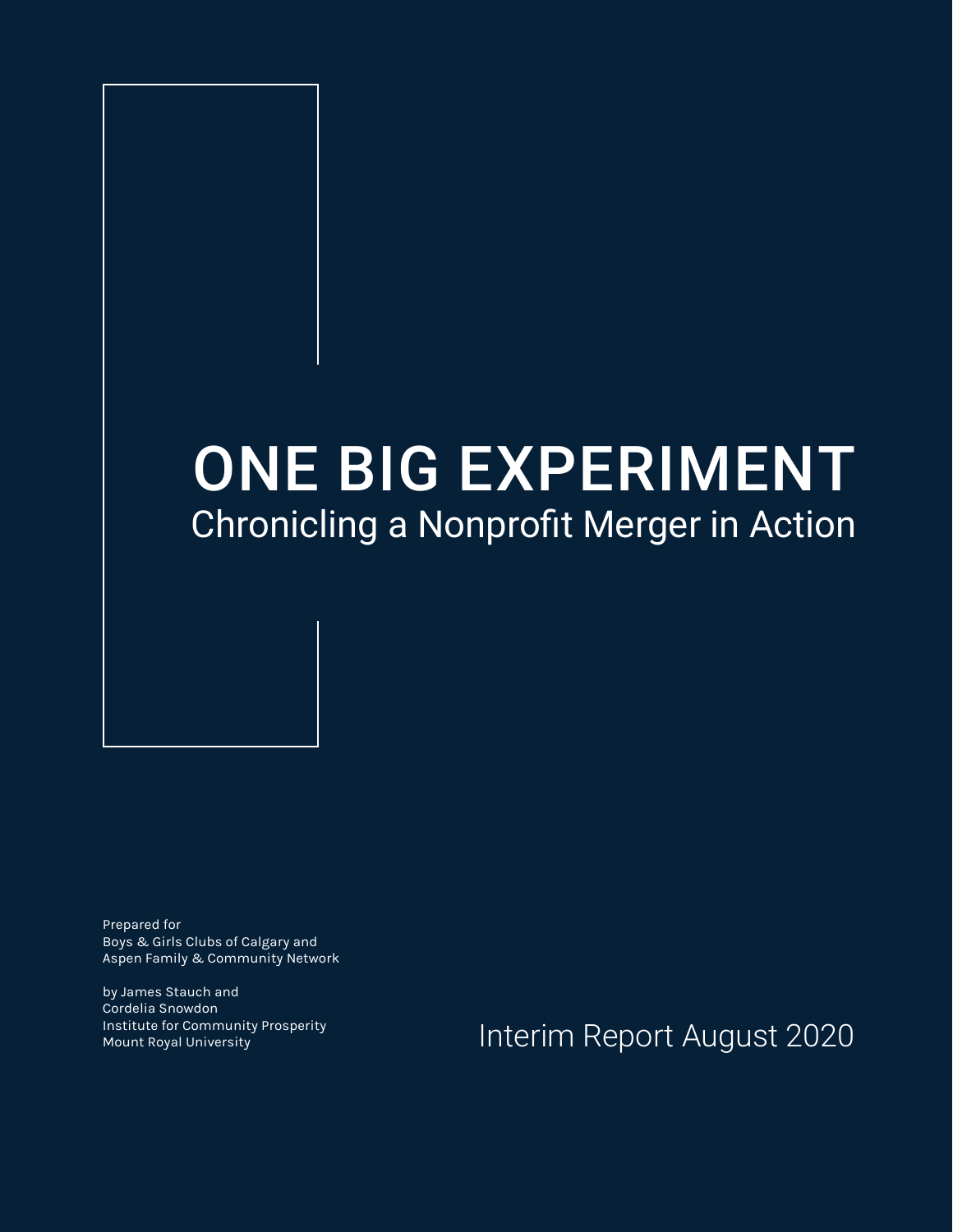# ONE BIG EXPERIMENT

## Chronicling a Nonprofit Merger in Action

Prepared for
Boys & Girls Clubs of Calgary and
Aspen Family & Community Network

by James Stauch and
Cordelia Snowdon
Institute for Community Prosperity
Mount Royal University

Interim Report August 2020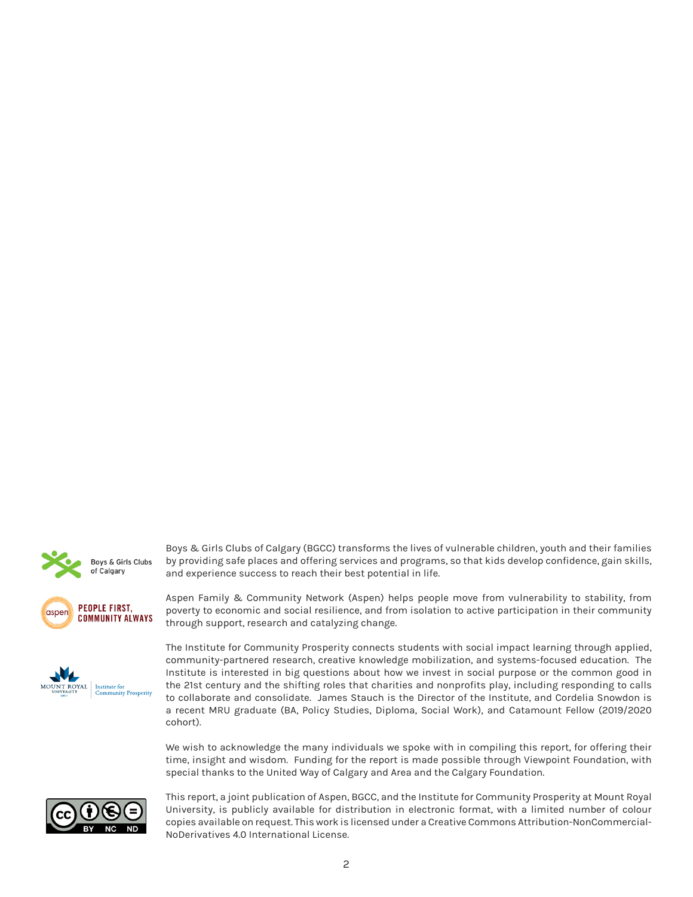Boys & Girls Clubs of Calgary (BGCC) transforms the lives of vulnerable children, youth and their families by providing safe places and offering services and programs, so that kids develop confidence, gain skills, and experience success to reach their best potential in life.

Aspen Family & Community Network (Aspen) helps people move from vulnerability to stability, from poverty to economic and social resilience, and from isolation to active participation in their community through support, research and catalyzing change.

The Institute for Community Prosperity connects students with social impact learning through applied, community-partnered research, creative knowledge mobilization, and systems-focused education. The Institute is interested in big questions about how we invest in social purpose or the common good in the 21st century and the shifting roles that charities and nonprofits play, including responding to calls to collaborate and consolidate. James Stauch is the Director of the Institute, and Cordelia Snowdon is a recent MRU graduate (BA, Policy Studies, Diploma, Social Work), and Catamount Fellow (2019/2020 cohort).

We wish to acknowledge the many individuals we spoke with in compiling this report, for offering their time, insight and wisdom. Funding for the report is made possible through Viewpoint Foundation, with special thanks to the United Way of Calgary and Area and the Calgary Foundation.

This report, a joint publication of Aspen, BGCC, and the Institute for Community Prosperity at Mount Royal University, is publicly available for distribution in electronic format, with a limited number of colour copies available on request. This work is licensed under a Creative Commons Attribution-NonCommercial-NoDerivatives 4.0 International License.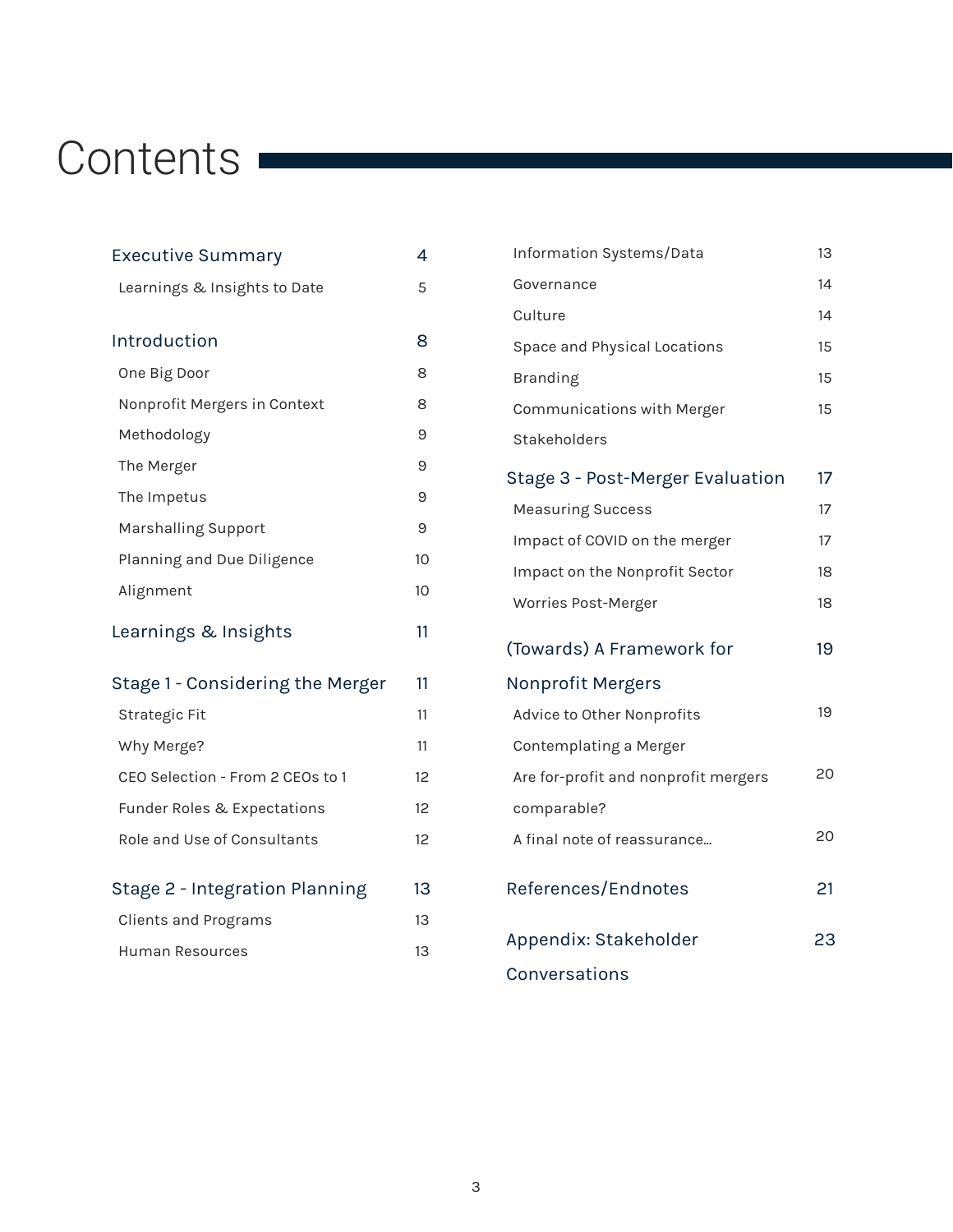# Contents

- **Executive Summary** — 4
  - Learnings & Insights to Date — 5
- **Introduction** — 8
  - One Big Door — 8
  - Nonprofit Mergers in Context — 8
  - Methodology — 9
  - The Merger — 9
  - The Impetus — 9
  - Marshalling Support — 9
  - Planning and Due Diligence — 10
  - Alignment — 10
- **Learnings & Insights** — 11
- **Stage 1 - Considering the Merger** — 11
  - Strategic Fit — 11
  - Why Merge? — 11
  - CEO Selection - From 2 CEOs to 1 — 12
  - Funder Roles & Expectations — 12
  - Role and Use of Consultants — 12
- **Stage 2 - Integration Planning** — 13
  - Clients and Programs — 13
  - Human Resources — 13
  - Information Systems/Data — 13
  - Governance — 14
  - Culture — 14
  - Space and Physical Locations — 15
  - Branding — 15
  - Communications with Merger Stakeholders — 15
- **Stage 3 - Post-Merger Evaluation** — 17
  - Measuring Success — 17
  - Impact of COVID on the merger — 17
  - Impact on the Nonprofit Sector — 18
  - Worries Post-Merger — 18
- **(Towards) A Framework for Nonprofit Mergers** — 19
  - Advice to Other Nonprofits Contemplating a Merger — 19
  - Are for-profit and nonprofit mergers comparable? — 20
  - A final note of reassurance... — 20
- **References/Endnotes** — 21
- **Appendix: Stakeholder Conversations** — 23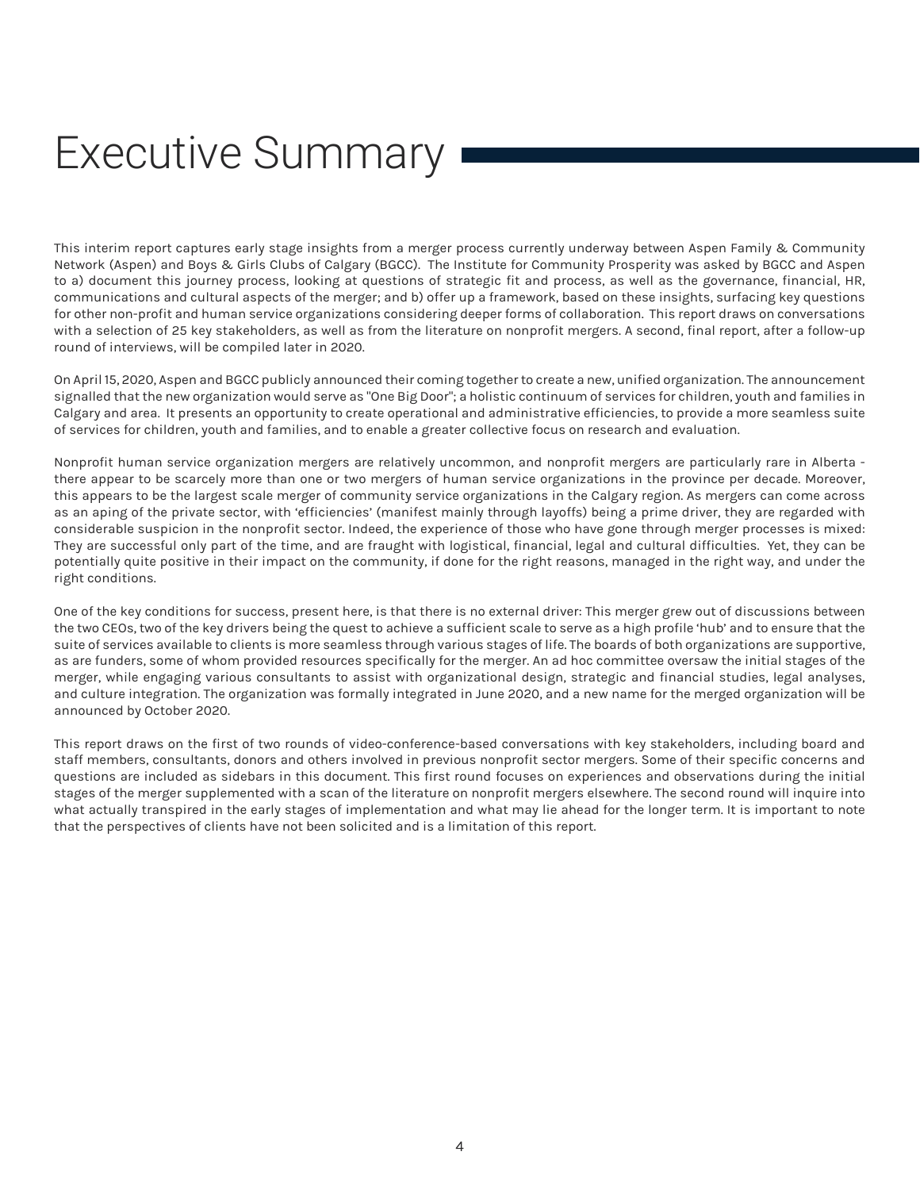# Executive Summary

This interim report captures early stage insights from a merger process currently underway between Aspen Family & Community Network (Aspen) and Boys & Girls Clubs of Calgary (BGCC). The Institute for Community Prosperity was asked by BGCC and Aspen to a) document this journey process, looking at questions of strategic fit and process, as well as the governance, financial, HR, communications and cultural aspects of the merger; and b) offer up a framework, based on these insights, surfacing key questions for other non-profit and human service organizations considering deeper forms of collaboration. This report draws on conversations with a selection of 25 key stakeholders, as well as from the literature on nonprofit mergers. A second, final report, after a follow-up round of interviews, will be compiled later in 2020.

On April 15, 2020, Aspen and BGCC publicly announced their coming together to create a new, unified organization. The announcement signalled that the new organization would serve as "One Big Door"; a holistic continuum of services for children, youth and families in Calgary and area. It presents an opportunity to create operational and administrative efficiencies, to provide a more seamless suite of services for children, youth and families, and to enable a greater collective focus on research and evaluation.

Nonprofit human service organization mergers are relatively uncommon, and nonprofit mergers are particularly rare in Alberta - there appear to be scarcely more than one or two mergers of human service organizations in the province per decade. Moreover, this appears to be the largest scale merger of community service organizations in the Calgary region. As mergers can come across as an aping of the private sector, with 'efficiencies' (manifest mainly through layoffs) being a prime driver, they are regarded with considerable suspicion in the nonprofit sector. Indeed, the experience of those who have gone through merger processes is mixed: They are successful only part of the time, and are fraught with logistical, financial, legal and cultural difficulties. Yet, they can be potentially quite positive in their impact on the community, if done for the right reasons, managed in the right way, and under the right conditions.

One of the key conditions for success, present here, is that there is no external driver: This merger grew out of discussions between the two CEOs, two of the key drivers being the quest to achieve a sufficient scale to serve as a high profile 'hub' and to ensure that the suite of services available to clients is more seamless through various stages of life. The boards of both organizations are supportive, as are funders, some of whom provided resources specifically for the merger. An ad hoc committee oversaw the initial stages of the merger, while engaging various consultants to assist with organizational design, strategic and financial studies, legal analyses, and culture integration. The organization was formally integrated in June 2020, and a new name for the merged organization will be announced by October 2020.

This report draws on the first of two rounds of video-conference-based conversations with key stakeholders, including board and staff members, consultants, donors and others involved in previous nonprofit sector mergers. Some of their specific concerns and questions are included as sidebars in this document. This first round focuses on experiences and observations during the initial stages of the merger supplemented with a scan of the literature on nonprofit mergers elsewhere. The second round will inquire into what actually transpired in the early stages of implementation and what may lie ahead for the longer term. It is important to note that the perspectives of clients have not been solicited and is a limitation of this report.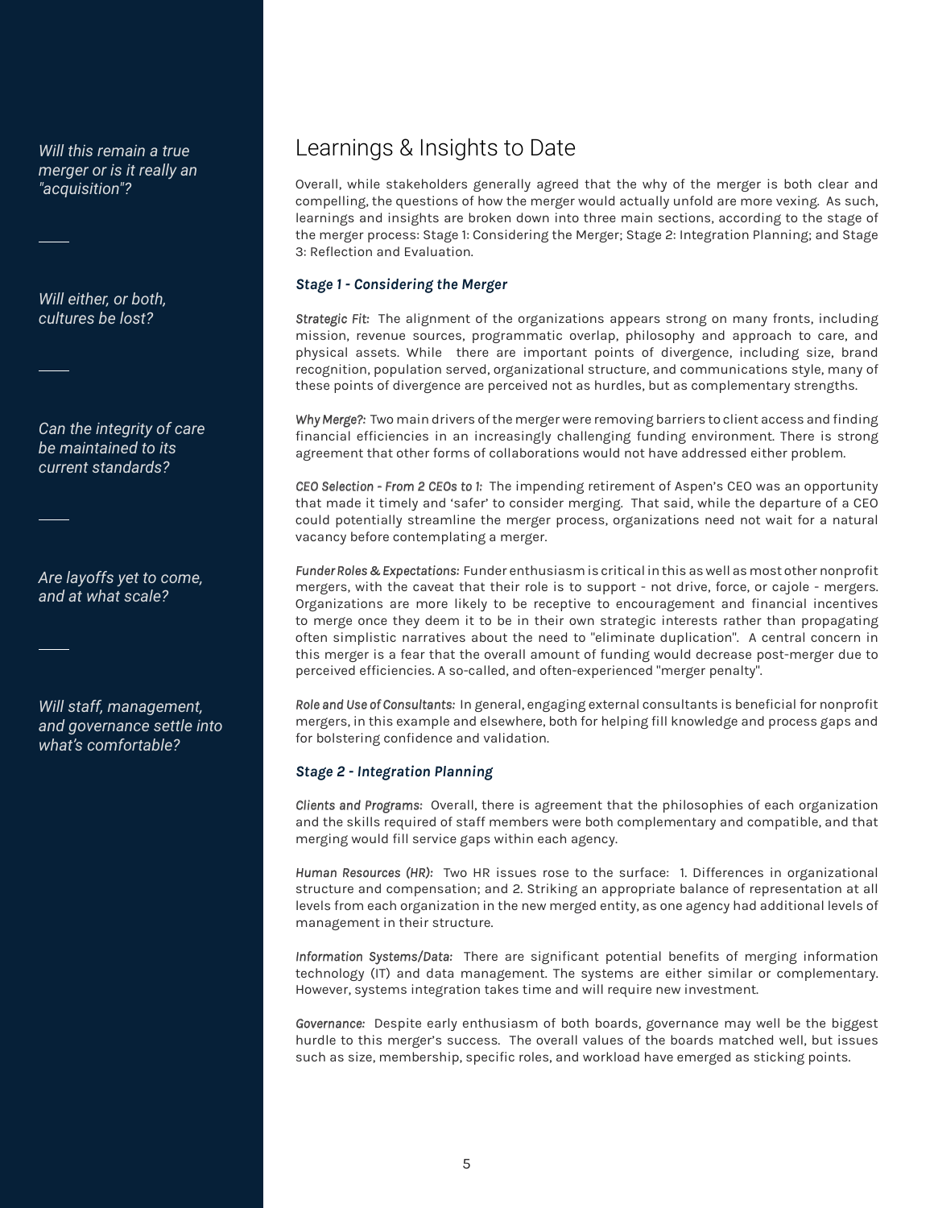*Will this remain a true merger or is it really an "acquisition"?*

*Will either, or both, cultures be lost?*

*Can the integrity of care be maintained to its current standards?*

*Are layoffs yet to come, and at what scale?*

*Will staff, management, and governance settle into what's comfortable?*

# Learnings & Insights to Date

Overall, while stakeholders generally agreed that the why of the merger is both clear and compelling, the questions of how the merger would actually unfold are more vexing. As such, learnings and insights are broken down into three main sections, according to the stage of the merger process: Stage 1: Considering the Merger; Stage 2: Integration Planning; and Stage 3: Reflection and Evaluation.

### *Stage 1 - Considering the Merger*

*Strategic Fit:* The alignment of the organizations appears strong on many fronts, including mission, revenue sources, programmatic overlap, philosophy and approach to care, and physical assets. While there are important points of divergence, including size, brand recognition, population served, organizational structure, and communications style, many of these points of divergence are perceived not as hurdles, but as complementary strengths.

*Why Merge?:* Two main drivers of the merger were removing barriers to client access and finding financial efficiencies in an increasingly challenging funding environment. There is strong agreement that other forms of collaborations would not have addressed either problem.

*CEO Selection - From 2 CEOs to 1:* The impending retirement of Aspen's CEO was an opportunity that made it timely and 'safer' to consider merging. That said, while the departure of a CEO could potentially streamline the merger process, organizations need not wait for a natural vacancy before contemplating a merger.

*Funder Roles & Expectations:* Funder enthusiasm is critical in this as well as most other nonprofit mergers, with the caveat that their role is to support - not drive, force, or cajole - mergers. Organizations are more likely to be receptive to encouragement and financial incentives to merge once they deem it to be in their own strategic interests rather than propagating often simplistic narratives about the need to "eliminate duplication". A central concern in this merger is a fear that the overall amount of funding would decrease post-merger due to perceived efficiencies. A so-called, and often-experienced "merger penalty".

*Role and Use of Consultants:* In general, engaging external consultants is beneficial for nonprofit mergers, in this example and elsewhere, both for helping fill knowledge and process gaps and for bolstering confidence and validation.

### *Stage 2 - Integration Planning*

*Clients and Programs:* Overall, there is agreement that the philosophies of each organization and the skills required of staff members were both complementary and compatible, and that merging would fill service gaps within each agency.

*Human Resources (HR):* Two HR issues rose to the surface: 1. Differences in organizational structure and compensation; and 2. Striking an appropriate balance of representation at all levels from each organization in the new merged entity, as one agency had additional levels of management in their structure.

*Information Systems/Data:* There are significant potential benefits of merging information technology (IT) and data management. The systems are either similar or complementary. However, systems integration takes time and will require new investment.

*Governance:* Despite early enthusiasm of both boards, governance may well be the biggest hurdle to this merger's success. The overall values of the boards matched well, but issues such as size, membership, specific roles, and workload have emerged as sticking points.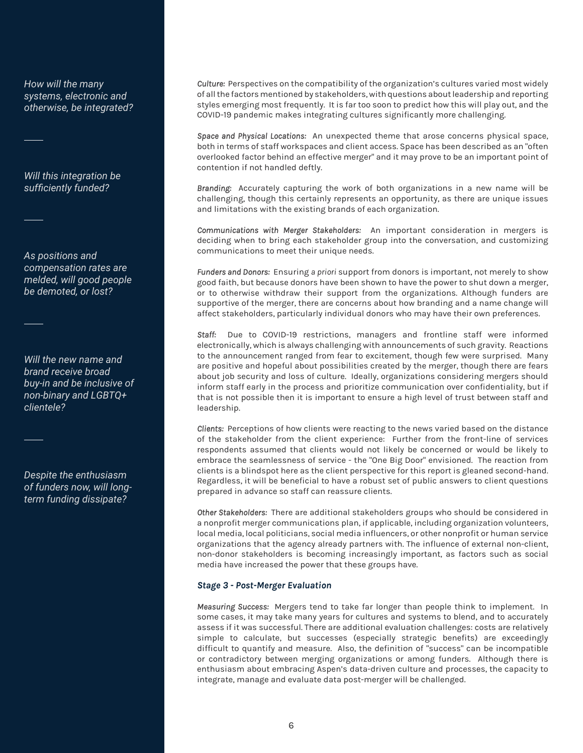*How will the many systems, electronic and otherwise, be integrated?*

*Will this integration be sufficiently funded?*

*As positions and compensation rates are melded, will good people be demoted, or lost?*

*Will the new name and brand receive broad buy-in and be inclusive of non-binary and LGBTQ+ clientele?*

*Despite the enthusiasm of funders now, will long-term funding dissipate?*

*Culture:* Perspectives on the compatibility of the organization's cultures varied most widely of all the factors mentioned by stakeholders, with questions about leadership and reporting styles emerging most frequently. It is far too soon to predict how this will play out, and the COVID-19 pandemic makes integrating cultures significantly more challenging.

*Space and Physical Locations:* An unexpected theme that arose concerns physical space, both in terms of staff workspaces and client access. Space has been described as an "often overlooked factor behind an effective merger" and it may prove to be an important point of contention if not handled deftly.

*Branding:* Accurately capturing the work of both organizations in a new name will be challenging, though this certainly represents an opportunity, as there are unique issues and limitations with the existing brands of each organization.

*Communications with Merger Stakeholders:* An important consideration in mergers is deciding when to bring each stakeholder group into the conversation, and customizing communications to meet their unique needs.

*Funders and Donors:* Ensuring *a priori* support from donors is important, not merely to show good faith, but because donors have been shown to have the power to shut down a merger, or to otherwise withdraw their support from the organizations. Although funders are supportive of the merger, there are concerns about how branding and a name change will affect stakeholders, particularly individual donors who may have their own preferences.

*Staff:* Due to COVID-19 restrictions, managers and frontline staff were informed electronically, which is always challenging with announcements of such gravity. Reactions to the announcement ranged from fear to excitement, though few were surprised. Many are positive and hopeful about possibilities created by the merger, though there are fears about job security and loss of culture. Ideally, organizations considering mergers should inform staff early in the process and prioritize communication over confidentiality, but if that is not possible then it is important to ensure a high level of trust between staff and leadership.

*Clients:* Perceptions of how clients were reacting to the news varied based on the distance of the stakeholder from the client experience: Further from the front-line of services respondents assumed that clients would not likely be concerned or would be likely to embrace the seamlessness of service - the "One Big Door" envisioned. The reaction from clients is a blindspot here as the client perspective for this report is gleaned second-hand. Regardless, it will be beneficial to have a robust set of public answers to client questions prepared in advance so staff can reassure clients.

*Other Stakeholders:* There are additional stakeholders groups who should be considered in a nonprofit merger communications plan, if applicable, including organization volunteers, local media, local politicians, social media influencers, or other nonprofit or human service organizations that the agency already partners with. The influence of external non-client, non-donor stakeholders is becoming increasingly important, as factors such as social media have increased the power that these groups have.

### *Stage 3 - Post-Merger Evaluation*

*Measuring Success:* Mergers tend to take far longer than people think to implement. In some cases, it may take many years for cultures and systems to blend, and to accurately assess if it was successful. There are additional evaluation challenges: costs are relatively simple to calculate, but successes (especially strategic benefits) are exceedingly difficult to quantify and measure. Also, the definition of "success" can be incompatible or contradictory between merging organizations or among funders. Although there is enthusiasm about embracing Aspen's data-driven culture and processes, the capacity to integrate, manage and evaluate data post-merger will be challenged.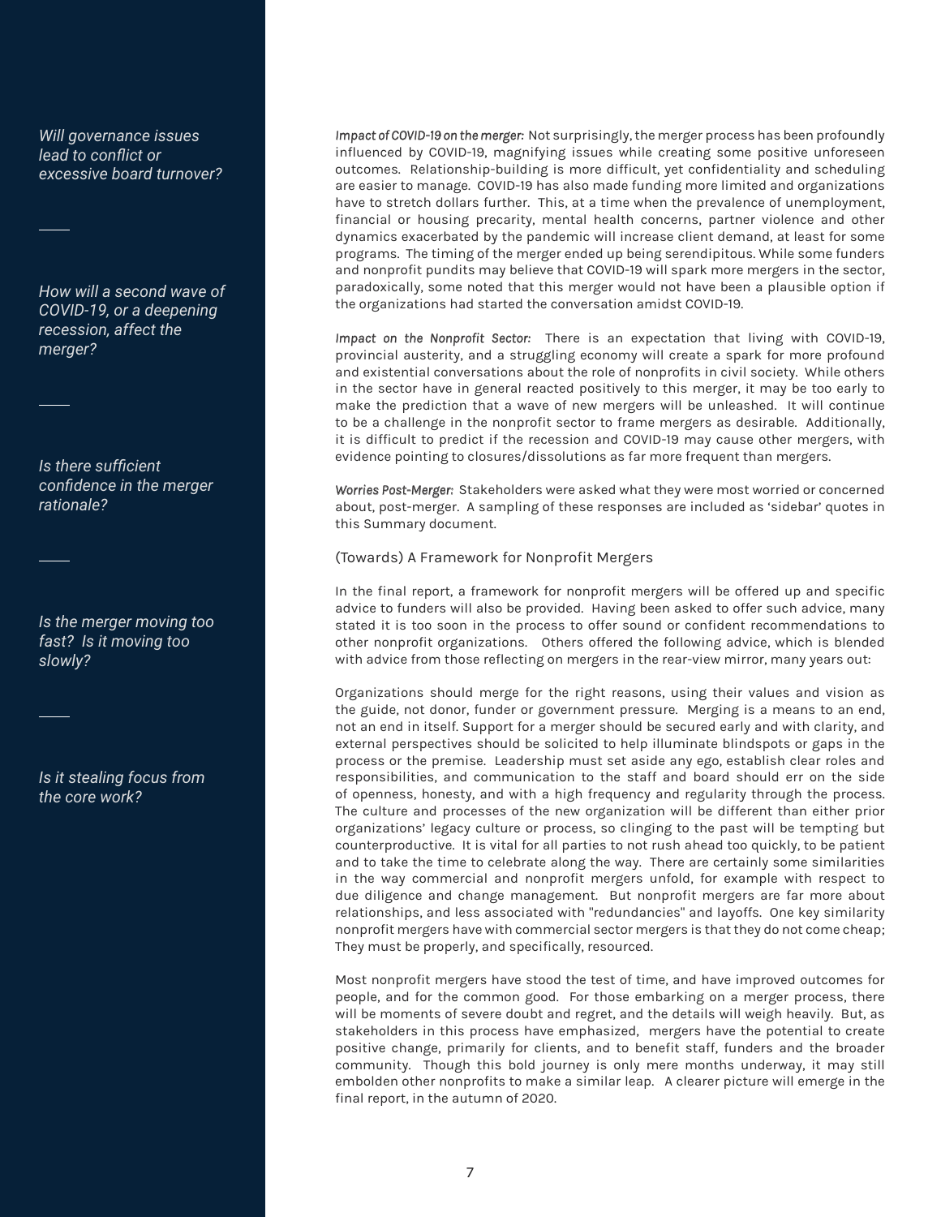*Will governance issues lead to conflict or excessive board turnover?*

*How will a second wave of COVID-19, or a deepening recession, affect the merger?*

*Is there sufficient confidence in the merger rationale?*

*Is the merger moving too fast? Is it moving too slowly?*

*Is it stealing focus from the core work?*

*Impact of COVID-19 on the merger:* Not surprisingly, the merger process has been profoundly influenced by COVID-19, magnifying issues while creating some positive unforeseen outcomes. Relationship-building is more difficult, yet confidentiality and scheduling are easier to manage. COVID-19 has also made funding more limited and organizations have to stretch dollars further. This, at a time when the prevalence of unemployment, financial or housing precarity, mental health concerns, partner violence and other dynamics exacerbated by the pandemic will increase client demand, at least for some programs. The timing of the merger ended up being serendipitous. While some funders and nonprofit pundits may believe that COVID-19 will spark more mergers in the sector, paradoxically, some noted that this merger would not have been a plausible option if the organizations had started the conversation amidst COVID-19.

*Impact on the Nonprofit Sector:* There is an expectation that living with COVID-19, provincial austerity, and a struggling economy will create a spark for more profound and existential conversations about the role of nonprofits in civil society. While others in the sector have in general reacted positively to this merger, it may be too early to make the prediction that a wave of new mergers will be unleashed. It will continue to be a challenge in the nonprofit sector to frame mergers as desirable. Additionally, it is difficult to predict if the recession and COVID-19 may cause other mergers, with evidence pointing to closures/dissolutions as far more frequent than mergers.

*Worries Post-Merger:* Stakeholders were asked what they were most worried or concerned about, post-merger. A sampling of these responses are included as 'sidebar' quotes in this Summary document.

## (Towards) A Framework for Nonprofit Mergers

In the final report, a framework for nonprofit mergers will be offered up and specific advice to funders will also be provided. Having been asked to offer such advice, many stated it is too soon in the process to offer sound or confident recommendations to other nonprofit organizations. Others offered the following advice, which is blended with advice from those reflecting on mergers in the rear-view mirror, many years out:

Organizations should merge for the right reasons, using their values and vision as the guide, not donor, funder or government pressure. Merging is a means to an end, not an end in itself. Support for a merger should be secured early and with clarity, and external perspectives should be solicited to help illuminate blindspots or gaps in the process or the premise. Leadership must set aside any ego, establish clear roles and responsibilities, and communication to the staff and board should err on the side of openness, honesty, and with a high frequency and regularity through the process. The culture and processes of the new organization will be different than either prior organizations' legacy culture or process, so clinging to the past will be tempting but counterproductive. It is vital for all parties to not rush ahead too quickly, to be patient and to take the time to celebrate along the way. There are certainly some similarities in the way commercial and nonprofit mergers unfold, for example with respect to due diligence and change management. But nonprofit mergers are far more about relationships, and less associated with "redundancies" and layoffs. One key similarity nonprofit mergers have with commercial sector mergers is that they do not come cheap; They must be properly, and specifically, resourced.

Most nonprofit mergers have stood the test of time, and have improved outcomes for people, and for the common good. For those embarking on a merger process, there will be moments of severe doubt and regret, and the details will weigh heavily. But, as stakeholders in this process have emphasized, mergers have the potential to create positive change, primarily for clients, and to benefit staff, funders and the broader community. Though this bold journey is only mere months underway, it may still embolden other nonprofits to make a similar leap. A clearer picture will emerge in the final report, in the autumn of 2020.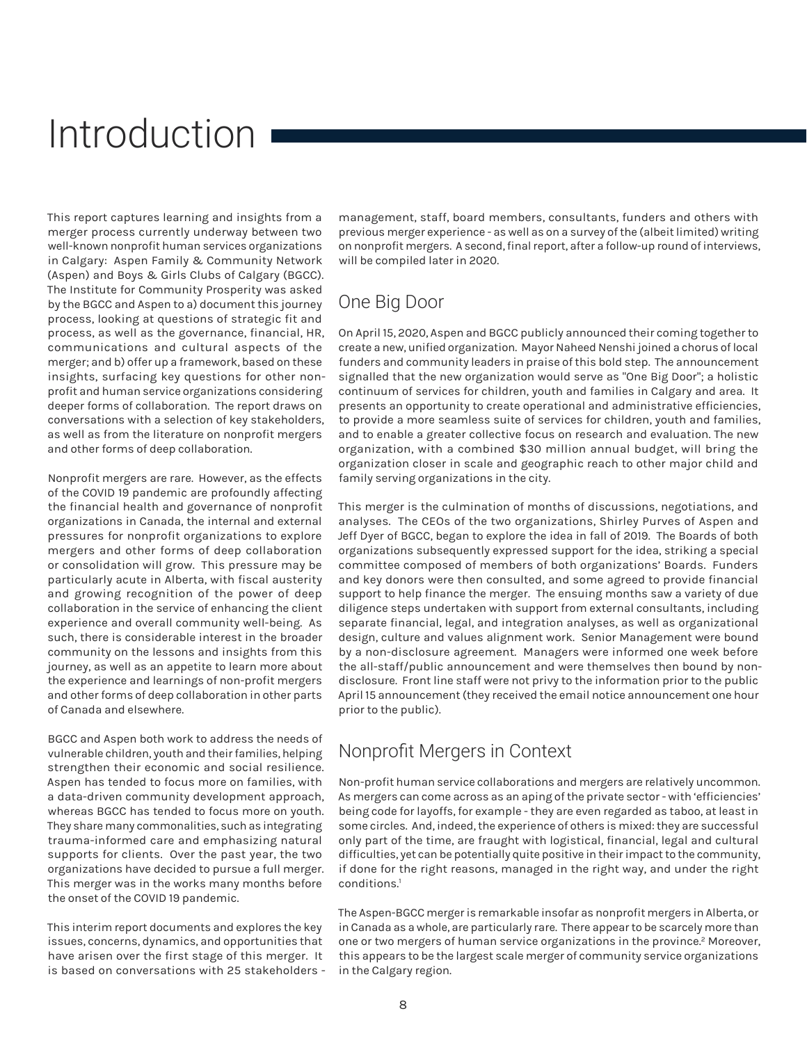# Introduction

This report captures learning and insights from a merger process currently underway between two well-known nonprofit human services organizations in Calgary: Aspen Family & Community Network (Aspen) and Boys & Girls Clubs of Calgary (BGCC). The Institute for Community Prosperity was asked by the BGCC and Aspen to a) document this journey process, looking at questions of strategic fit and process, as well as the governance, financial, HR, communications and cultural aspects of the merger; and b) offer up a framework, based on these insights, surfacing key questions for other non-profit and human service organizations considering deeper forms of collaboration. The report draws on conversations with a selection of key stakeholders, as well as from the literature on nonprofit mergers and other forms of deep collaboration.

Nonprofit mergers are rare. However, as the effects of the COVID 19 pandemic are profoundly affecting the financial health and governance of nonprofit organizations in Canada, the internal and external pressures for nonprofit organizations to explore mergers and other forms of deep collaboration or consolidation will grow. This pressure may be particularly acute in Alberta, with fiscal austerity and growing recognition of the power of deep collaboration in the service of enhancing the client experience and overall community well-being. As such, there is considerable interest in the broader community on the lessons and insights from this journey, as well as an appetite to learn more about the experience and learnings of non-profit mergers and other forms of deep collaboration in other parts of Canada and elsewhere.

BGCC and Aspen both work to address the needs of vulnerable children, youth and their families, helping strengthen their economic and social resilience. Aspen has tended to focus more on families, with a data-driven community development approach, whereas BGCC has tended to focus more on youth. They share many commonalities, such as integrating trauma-informed care and emphasizing natural supports for clients. Over the past year, the two organizations have decided to pursue a full merger. This merger was in the works many months before the onset of the COVID 19 pandemic.

This interim report documents and explores the key issues, concerns, dynamics, and opportunities that have arisen over the first stage of this merger. It is based on conversations with 25 stakeholders - management, staff, board members, consultants, funders and others with previous merger experience - as well as on a survey of the (albeit limited) writing on nonprofit mergers. A second, final report, after a follow-up round of interviews, will be compiled later in 2020.

## One Big Door

On April 15, 2020, Aspen and BGCC publicly announced their coming together to create a new, unified organization. Mayor Naheed Nenshi joined a chorus of local funders and community leaders in praise of this bold step. The announcement signalled that the new organization would serve as "One Big Door"; a holistic continuum of services for children, youth and families in Calgary and area. It presents an opportunity to create operational and administrative efficiencies, to provide a more seamless suite of services for children, youth and families, and to enable a greater collective focus on research and evaluation. The new organization, with a combined $30 million annual budget, will bring the organization closer in scale and geographic reach to other major child and family serving organizations in the city.

This merger is the culmination of months of discussions, negotiations, and analyses. The CEOs of the two organizations, Shirley Purves of Aspen and Jeff Dyer of BGCC, began to explore the idea in fall of 2019. The Boards of both organizations subsequently expressed support for the idea, striking a special committee composed of members of both organizations' Boards. Funders and key donors were then consulted, and some agreed to provide financial support to help finance the merger. The ensuing months saw a variety of due diligence steps undertaken with support from external consultants, including separate financial, legal, and integration analyses, as well as organizational design, culture and values alignment work. Senior Management were bound by a non-disclosure agreement. Managers were informed one week before the all-staff/public announcement and were themselves then bound by non-disclosure. Front line staff were not privy to the information prior to the public April 15 announcement (they received the email notice announcement one hour prior to the public).

## Nonprofit Mergers in Context

Non-profit human service collaborations and mergers are relatively uncommon. As mergers can come across as an aping of the private sector - with 'efficiencies' being code for layoffs, for example - they are even regarded as taboo, at least in some circles. And, indeed, the experience of others is mixed: they are successful only part of the time, are fraught with logistical, financial, legal and cultural difficulties, yet can be potentially quite positive in their impact to the community, if done for the right reasons, managed in the right way, and under the right conditions.[1]

The Aspen-BGCC merger is remarkable insofar as nonprofit mergers in Alberta, or in Canada as a whole, are particularly rare. There appear to be scarcely more than one or two mergers of human service organizations in the province.[2] Moreover, this appears to be the largest scale merger of community service organizations in the Calgary region.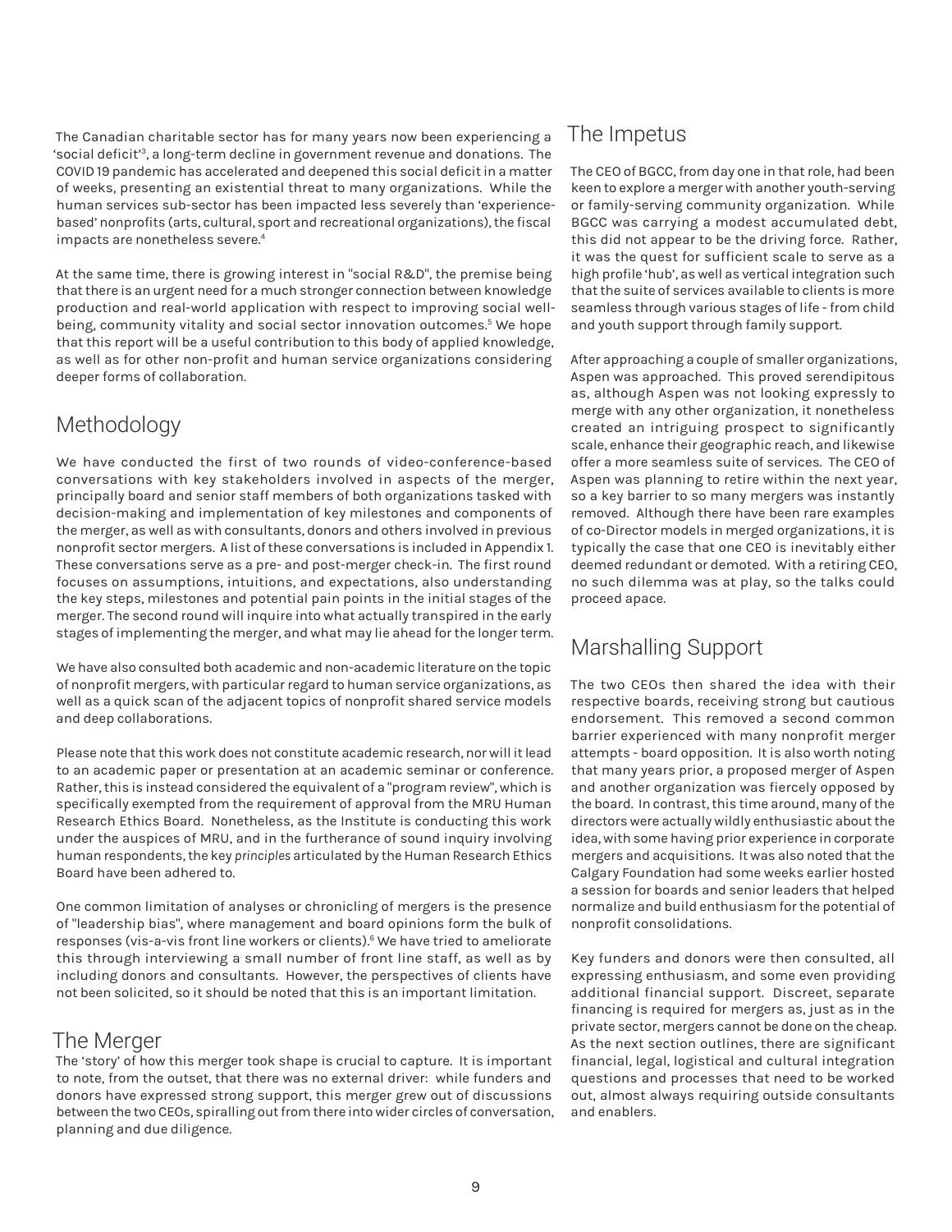The Canadian charitable sector has for many years now been experiencing a 'social deficit'[3], a long-term decline in government revenue and donations. The COVID 19 pandemic has accelerated and deepened this social deficit in a matter of weeks, presenting an existential threat to many organizations. While the human services sub-sector has been impacted less severely than 'experience-based' nonprofits (arts, cultural, sport and recreational organizations), the fiscal impacts are nonetheless severe.[4]

At the same time, there is growing interest in "social R&D", the premise being that there is an urgent need for a much stronger connection between knowledge production and real-world application with respect to improving social well-being, community vitality and social sector innovation outcomes.[5] We hope that this report will be a useful contribution to this body of applied knowledge, as well as for other non-profit and human service organizations considering deeper forms of collaboration.

## Methodology

We have conducted the first of two rounds of video-conference-based conversations with key stakeholders involved in aspects of the merger, principally board and senior staff members of both organizations tasked with decision-making and implementation of key milestones and components of the merger, as well as with consultants, donors and others involved in previous nonprofit sector mergers. A list of these conversations is included in Appendix 1. These conversations serve as a pre- and post-merger check-in. The first round focuses on assumptions, intuitions, and expectations, also understanding the key steps, milestones and potential pain points in the initial stages of the merger. The second round will inquire into what actually transpired in the early stages of implementing the merger, and what may lie ahead for the longer term.

We have also consulted both academic and non-academic literature on the topic of nonprofit mergers, with particular regard to human service organizations, as well as a quick scan of the adjacent topics of nonprofit shared service models and deep collaborations.

Please note that this work does not constitute academic research, nor will it lead to an academic paper or presentation at an academic seminar or conference. Rather, this is instead considered the equivalent of a "program review", which is specifically exempted from the requirement of approval from the MRU Human Research Ethics Board. Nonetheless, as the Institute is conducting this work under the auspices of MRU, and in the furtherance of sound inquiry involving human respondents, the key *principles* articulated by the Human Research Ethics Board have been adhered to.

One common limitation of analyses or chronicling of mergers is the presence of "leadership bias", where management and board opinions form the bulk of responses (vis-a-vis front line workers or clients).[6] We have tried to ameliorate this through interviewing a small number of front line staff, as well as by including donors and consultants. However, the perspectives of clients have not been solicited, so it should be noted that this is an important limitation.

## The Merger

The 'story' of how this merger took shape is crucial to capture. It is important to note, from the outset, that there was no external driver: while funders and donors have expressed strong support, this merger grew out of discussions between the two CEOs, spiralling out from there into wider circles of conversation, planning and due diligence.

## The Impetus

The CEO of BGCC, from day one in that role, had been keen to explore a merger with another youth-serving or family-serving community organization. While BGCC was carrying a modest accumulated debt, this did not appear to be the driving force. Rather, it was the quest for sufficient scale to serve as a high profile 'hub', as well as vertical integration such that the suite of services available to clients is more seamless through various stages of life - from child and youth support through family support.

After approaching a couple of smaller organizations, Aspen was approached. This proved serendipitous as, although Aspen was not looking expressly to merge with any other organization, it nonetheless created an intriguing prospect to significantly scale, enhance their geographic reach, and likewise offer a more seamless suite of services. The CEO of Aspen was planning to retire within the next year, so a key barrier to so many mergers was instantly removed. Although there have been rare examples of co-Director models in merged organizations, it is typically the case that one CEO is inevitably either deemed redundant or demoted. With a retiring CEO, no such dilemma was at play, so the talks could proceed apace.

## Marshalling Support

The two CEOs then shared the idea with their respective boards, receiving strong but cautious endorsement. This removed a second common barrier experienced with many nonprofit merger attempts - board opposition. It is also worth noting that many years prior, a proposed merger of Aspen and another organization was fiercely opposed by the board. In contrast, this time around, many of the directors were actually wildly enthusiastic about the idea, with some having prior experience in corporate mergers and acquisitions. It was also noted that the Calgary Foundation had some weeks earlier hosted a session for boards and senior leaders that helped normalize and build enthusiasm for the potential of nonprofit consolidations.

Key funders and donors were then consulted, all expressing enthusiasm, and some even providing additional financial support. Discreet, separate financing is required for mergers as, just as in the private sector, mergers cannot be done on the cheap. As the next section outlines, there are significant financial, legal, logistical and cultural integration questions and processes that need to be worked out, almost always requiring outside consultants and enablers.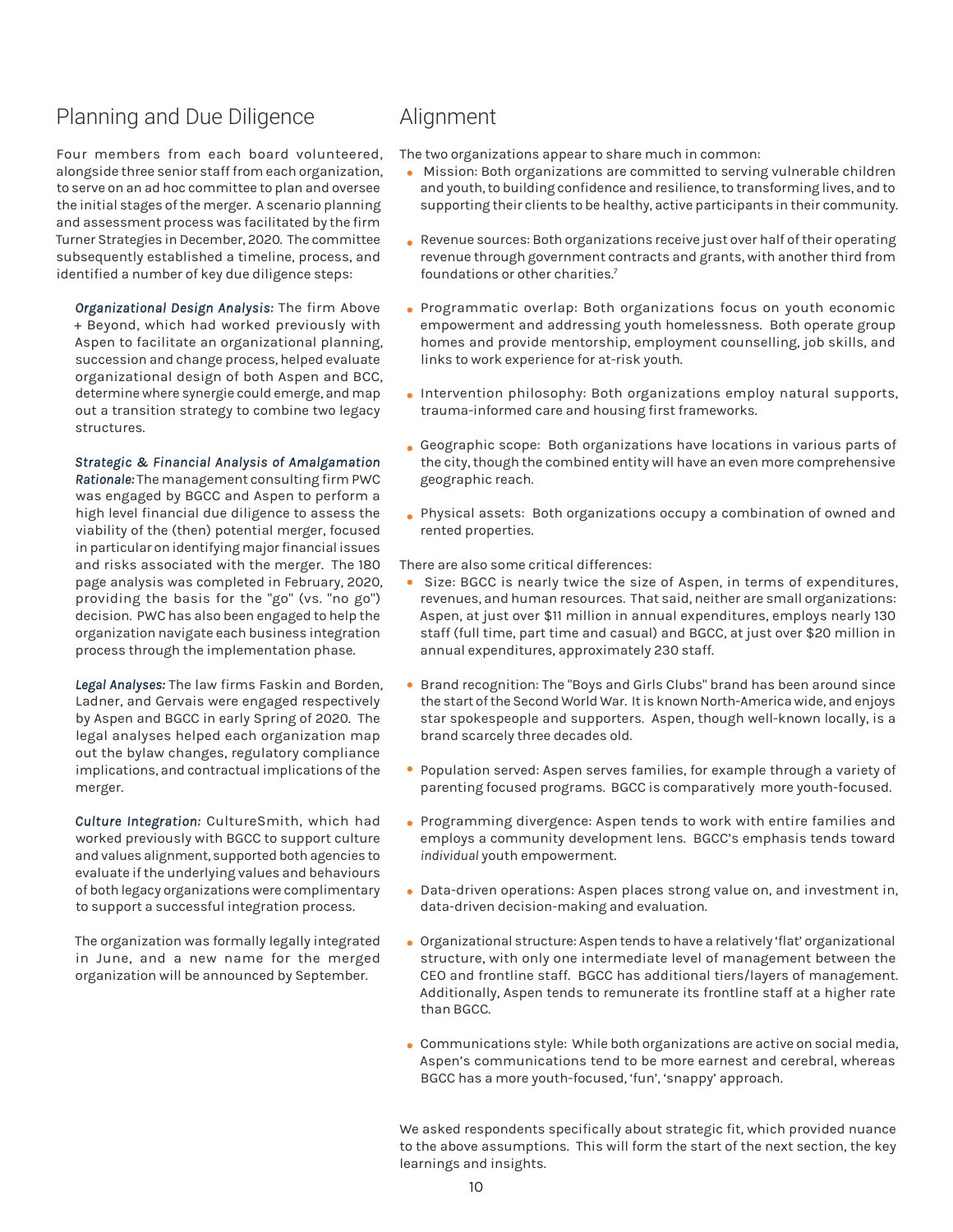## Planning and Due Diligence

Four members from each board volunteered, alongside three senior staff from each organization, to serve on an ad hoc committee to plan and oversee the initial stages of the merger. A scenario planning and assessment process was facilitated by the firm Turner Strategies in December, 2020. The committee subsequently established a timeline, process, and identified a number of key due diligence steps:

*Organizational Design Analysis:* The firm Above + Beyond, which had worked previously with Aspen to facilitate an organizational planning, succession and change process, helped evaluate organizational design of both Aspen and BCC, determine where synergie could emerge, and map out a transition strategy to combine two legacy structures.

*Strategic & Financial Analysis of Amalgamation Rationale:* The management consulting firm PWC was engaged by BGCC and Aspen to perform a high level financial due diligence to assess the viability of the (then) potential merger, focused in particular on identifying major financial issues and risks associated with the merger. The 180 page analysis was completed in February, 2020, providing the basis for the "go" (vs. "no go") decision. PWC has also been engaged to help the organization navigate each business integration process through the implementation phase.

*Legal Analyses:* The law firms Faskin and Borden, Ladner, and Gervais were engaged respectively by Aspen and BGCC in early Spring of 2020. The legal analyses helped each organization map out the bylaw changes, regulatory compliance implications, and contractual implications of the merger.

*Culture Integration:* CultureSmith, which had worked previously with BGCC to support culture and values alignment, supported both agencies to evaluate if the underlying values and behaviours of both legacy organizations were complimentary to support a successful integration process.

The organization was formally legally integrated in June, and a new name for the merged organization will be announced by September.

## Alignment

The two organizations appear to share much in common:

- Mission: Both organizations are committed to serving vulnerable children and youth, to building confidence and resilience, to transforming lives, and to supporting their clients to be healthy, active participants in their community.
- Revenue sources: Both organizations receive just over half of their operating revenue through government contracts and grants, with another third from foundations or other charities.[7]
- Programmatic overlap: Both organizations focus on youth economic empowerment and addressing youth homelessness. Both operate group homes and provide mentorship, employment counselling, job skills, and links to work experience for at-risk youth.
- Intervention philosophy: Both organizations employ natural supports, trauma-informed care and housing first frameworks.
- Geographic scope: Both organizations have locations in various parts of the city, though the combined entity will have an even more comprehensive geographic reach.
- Physical assets: Both organizations occupy a combination of owned and rented properties.

There are also some critical differences:

- Size: BGCC is nearly twice the size of Aspen, in terms of expenditures, revenues, and human resources. That said, neither are small organizations: Aspen, at just over $11 million in annual expenditures, employs nearly 130 staff (full time, part time and casual) and BGCC, at just over $20 million in annual expenditures, approximately 230 staff.
- Brand recognition: The "Boys and Girls Clubs" brand has been around since the start of the Second World War. It is known North-America wide, and enjoys star spokespeople and supporters. Aspen, though well-known locally, is a brand scarcely three decades old.
- Population served: Aspen serves families, for example through a variety of parenting focused programs. BGCC is comparatively more youth-focused.
- Programming divergence: Aspen tends to work with entire families and employs a community development lens. BGCC's emphasis tends toward *individual* youth empowerment.
- Data-driven operations: Aspen places strong value on, and investment in, data-driven decision-making and evaluation.
- Organizational structure: Aspen tends to have a relatively 'flat' organizational structure, with only one intermediate level of management between the CEO and frontline staff. BGCC has additional tiers/layers of management. Additionally, Aspen tends to remunerate its frontline staff at a higher rate than BGCC.
- Communications style: While both organizations are active on social media, Aspen's communications tend to be more earnest and cerebral, whereas BGCC has a more youth-focused, 'fun', 'snappy' approach.

We asked respondents specifically about strategic fit, which provided nuance to the above assumptions. This will form the start of the next section, the key learnings and insights.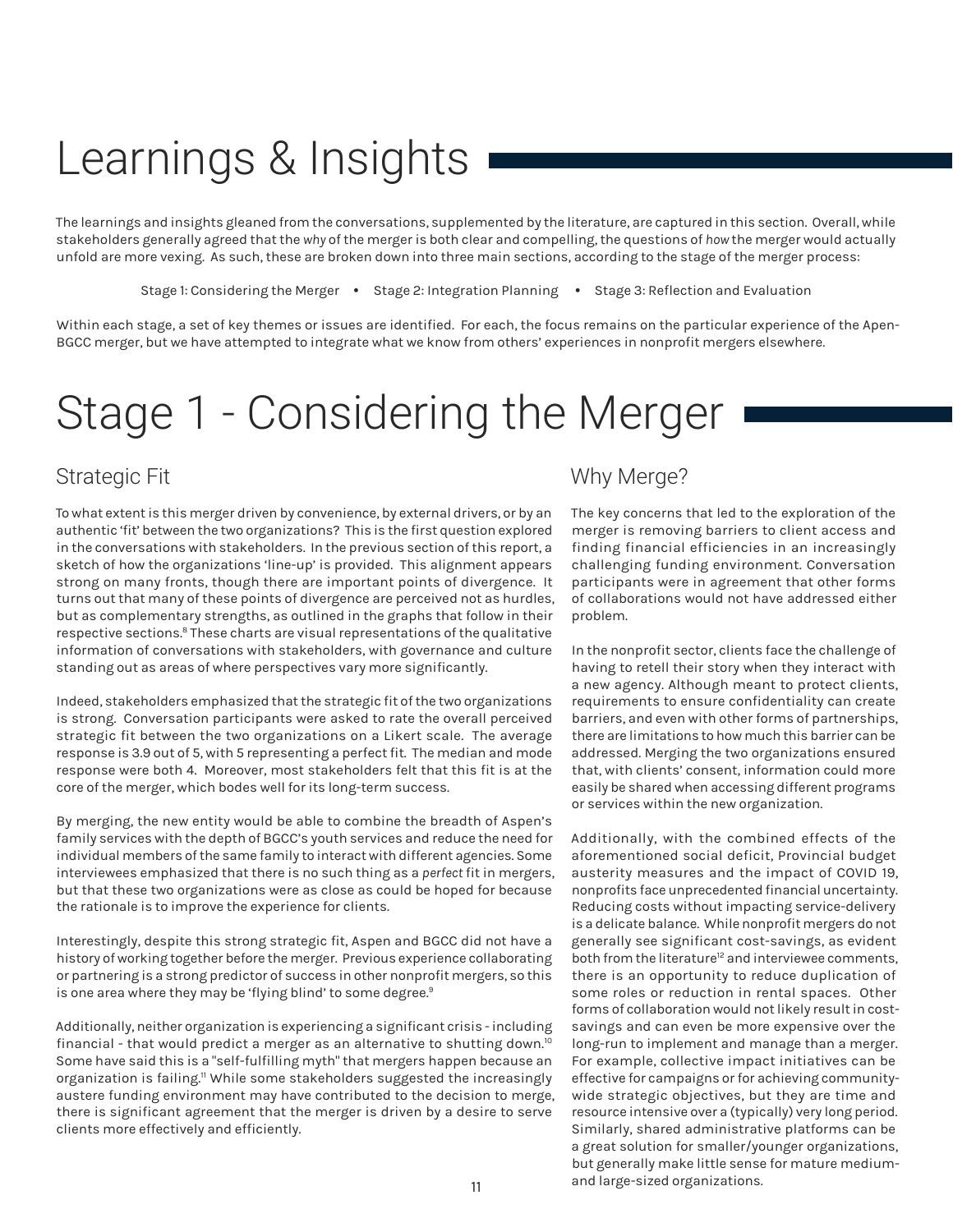# Learnings & Insights

The learnings and insights gleaned from the conversations, supplemented by the literature, are captured in this section. Overall, while stakeholders generally agreed that the *why* of the merger is both clear and compelling, the questions of *how* the merger would actually unfold are more vexing. As such, these are broken down into three main sections, according to the stage of the merger process:

Stage 1: Considering the Merger • Stage 2: Integration Planning • Stage 3: Reflection and Evaluation

Within each stage, a set of key themes or issues are identified. For each, the focus remains on the particular experience of the Apen-BGCC merger, but we have attempted to integrate what we know from others' experiences in nonprofit mergers elsewhere.

# Stage 1 - Considering the Merger

## Strategic Fit

To what extent is this merger driven by convenience, by external drivers, or by an authentic 'fit' between the two organizations? This is the first question explored in the conversations with stakeholders. In the previous section of this report, a sketch of how the organizations 'line-up' is provided. This alignment appears strong on many fronts, though there are important points of divergence. It turns out that many of these points of divergence are perceived not as hurdles, but as complementary strengths, as outlined in the graphs that follow in their respective sections.[8] These charts are visual representations of the qualitative information of conversations with stakeholders, with governance and culture standing out as areas of where perspectives vary more significantly.

Indeed, stakeholders emphasized that the strategic fit of the two organizations is strong. Conversation participants were asked to rate the overall perceived strategic fit between the two organizations on a Likert scale. The average response is 3.9 out of 5, with 5 representing a perfect fit. The median and mode response were both 4. Moreover, most stakeholders felt that this fit is at the core of the merger, which bodes well for its long-term success.

By merging, the new entity would be able to combine the breadth of Aspen's family services with the depth of BGCC's youth services and reduce the need for individual members of the same family to interact with different agencies. Some interviewees emphasized that there is no such thing as a *perfect* fit in mergers, but that these two organizations were as close as could be hoped for because the rationale is to improve the experience for clients.

Interestingly, despite this strong strategic fit, Aspen and BGCC did not have a history of working together before the merger. Previous experience collaborating or partnering is a strong predictor of success in other nonprofit mergers, so this is one area where they may be 'flying blind' to some degree.[9]

Additionally, neither organization is experiencing a significant crisis - including financial - that would predict a merger as an alternative to shutting down.[10] Some have said this is a "self-fulfilling myth" that mergers happen because an organization is failing.[11] While some stakeholders suggested the increasingly austere funding environment may have contributed to the decision to merge, there is significant agreement that the merger is driven by a desire to serve clients more effectively and efficiently.

## Why Merge?

The key concerns that led to the exploration of the merger is removing barriers to client access and finding financial efficiencies in an increasingly challenging funding environment. Conversation participants were in agreement that other forms of collaborations would not have addressed either problem.

In the nonprofit sector, clients face the challenge of having to retell their story when they interact with a new agency. Although meant to protect clients, requirements to ensure confidentiality can create barriers, and even with other forms of partnerships, there are limitations to how much this barrier can be addressed. Merging the two organizations ensured that, with clients' consent, information could more easily be shared when accessing different programs or services within the new organization.

Additionally, with the combined effects of the aforementioned social deficit, Provincial budget austerity measures and the impact of COVID 19, nonprofits face unprecedented financial uncertainty. Reducing costs without impacting service-delivery is a delicate balance. While nonprofit mergers do not generally see significant cost-savings, as evident both from the literature[12] and interviewee comments, there is an opportunity to reduce duplication of some roles or reduction in rental spaces. Other forms of collaboration would not likely result in cost-savings and can even be more expensive over the long-run to implement and manage than a merger. For example, collective impact initiatives can be effective for campaigns or for achieving community-wide strategic objectives, but they are time and resource intensive over a (typically) very long period. Similarly, shared administrative platforms can be a great solution for smaller/younger organizations, but generally make little sense for mature medium- and large-sized organizations.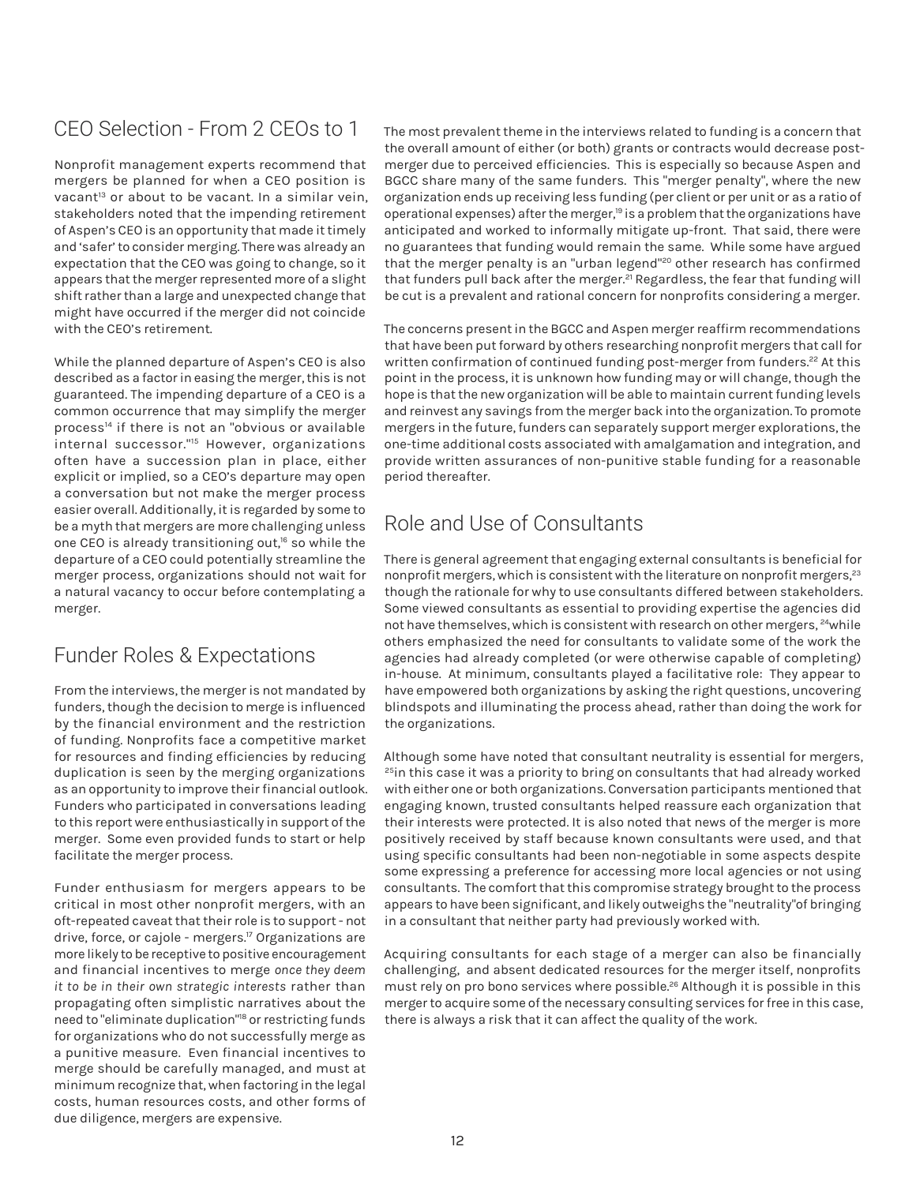## CEO Selection - From 2 CEOs to 1

Nonprofit management experts recommend that mergers be planned for when a CEO position is vacant[13] or about to be vacant. In a similar vein, stakeholders noted that the impending retirement of Aspen's CEO is an opportunity that made it timely and 'safer' to consider merging. There was already an expectation that the CEO was going to change, so it appears that the merger represented more of a slight shift rather than a large and unexpected change that might have occurred if the merger did not coincide with the CEO's retirement.

While the planned departure of Aspen's CEO is also described as a factor in easing the merger, this is not guaranteed. The impending departure of a CEO is a common occurrence that may simplify the merger process[14] if there is not an "obvious or available internal successor."[15] However, organizations often have a succession plan in place, either explicit or implied, so a CEO's departure may open a conversation but not make the merger process easier overall. Additionally, it is regarded by some to be a myth that mergers are more challenging unless one CEO is already transitioning out,[16] so while the departure of a CEO could potentially streamline the merger process, organizations should not wait for a natural vacancy to occur before contemplating a merger.

## Funder Roles & Expectations

From the interviews, the merger is not mandated by funders, though the decision to merge is influenced by the financial environment and the restriction of funding. Nonprofits face a competitive market for resources and finding efficiencies by reducing duplication is seen by the merging organizations as an opportunity to improve their financial outlook. Funders who participated in conversations leading to this report were enthusiastically in support of the merger. Some even provided funds to start or help facilitate the merger process.

Funder enthusiasm for mergers appears to be critical in most other nonprofit mergers, with an oft-repeated caveat that their role is to support - not drive, force, or cajole - mergers.[17] Organizations are more likely to be receptive to positive encouragement and financial incentives to merge *once they deem it to be in their own strategic interests* rather than propagating often simplistic narratives about the need to "eliminate duplication"[18] or restricting funds for organizations who do not successfully merge as a punitive measure. Even financial incentives to merge should be carefully managed, and must at minimum recognize that, when factoring in the legal costs, human resources costs, and other forms of due diligence, mergers are expensive.

The most prevalent theme in the interviews related to funding is a concern that the overall amount of either (or both) grants or contracts would decrease post-merger due to perceived efficiencies. This is especially so because Aspen and BGCC share many of the same funders. This "merger penalty", where the new organization ends up receiving less funding (per client or per unit or as a ratio of operational expenses) after the merger,[19] is a problem that the organizations have anticipated and worked to informally mitigate up-front. That said, there were no guarantees that funding would remain the same. While some have argued that the merger penalty is an "urban legend"[20] other research has confirmed that funders pull back after the merger.[21] Regardless, the fear that funding will be cut is a prevalent and rational concern for nonprofits considering a merger.

The concerns present in the BGCC and Aspen merger reaffirm recommendations that have been put forward by others researching nonprofit mergers that call for written confirmation of continued funding post-merger from funders.[22] At this point in the process, it is unknown how funding may or will change, though the hope is that the new organization will be able to maintain current funding levels and reinvest any savings from the merger back into the organization. To promote mergers in the future, funders can separately support merger explorations, the one-time additional costs associated with amalgamation and integration, and provide written assurances of non-punitive stable funding for a reasonable period thereafter.

## Role and Use of Consultants

There is general agreement that engaging external consultants is beneficial for nonprofit mergers, which is consistent with the literature on nonprofit mergers,[23] though the rationale for why to use consultants differed between stakeholders. Some viewed consultants as essential to providing expertise the agencies did not have themselves, which is consistent with research on other mergers, [24]while others emphasized the need for consultants to validate some of the work the agencies had already completed (or were otherwise capable of completing) in-house. At minimum, consultants played a facilitative role: They appear to have empowered both organizations by asking the right questions, uncovering blindspots and illuminating the process ahead, rather than doing the work for the organizations.

Although some have noted that consultant neutrality is essential for mergers, [25]in this case it was a priority to bring on consultants that had already worked with either one or both organizations. Conversation participants mentioned that engaging known, trusted consultants helped reassure each organization that their interests were protected. It is also noted that news of the merger is more positively received by staff because known consultants were used, and that using specific consultants had been non-negotiable in some aspects despite some expressing a preference for accessing more local agencies or not using consultants. The comfort that this compromise strategy brought to the process appears to have been significant, and likely outweighs the "neutrality"of bringing in a consultant that neither party had previously worked with.

Acquiring consultants for each stage of a merger can also be financially challenging, and absent dedicated resources for the merger itself, nonprofits must rely on pro bono services where possible.[26] Although it is possible in this merger to acquire some of the necessary consulting services for free in this case, there is always a risk that it can affect the quality of the work.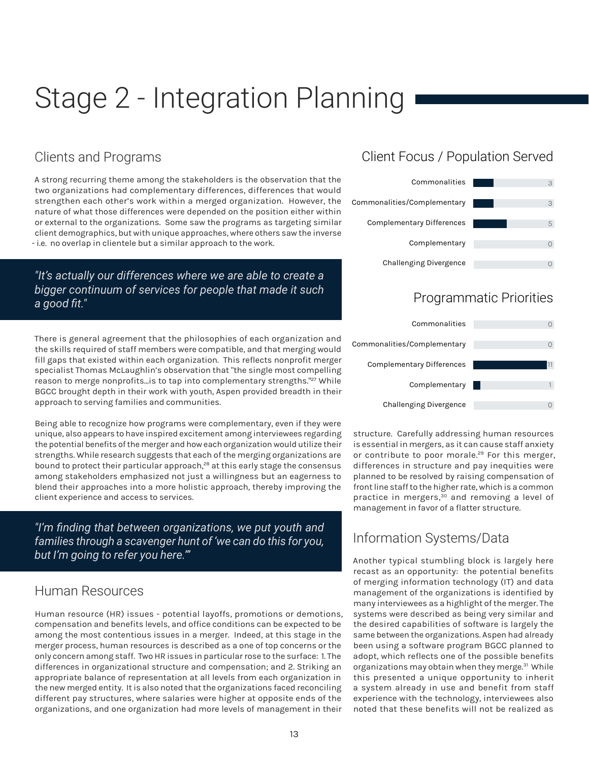# Stage 2 - Integration Planning

## Clients and Programs

A strong recurring theme among the stakeholders is the observation that the two organizations had complementary differences, differences that would strengthen each other's work within a merged organization. However, the nature of what those differences were depended on the position either within or external to the organizations. Some saw the programs as targeting similar client demographics, but with unique approaches, where others saw the inverse - i.e. no overlap in clientele but a similar approach to the work.

> *"It's actually our differences where we are able to create a bigger continuum of services for people that made it such a good fit."*

There is general agreement that the philosophies of each organization and the skills required of staff members were compatible, and that merging would fill gaps that existed within each organization. This reflects nonprofit merger specialist Thomas McLaughlin's observation that "the single most compelling reason to merge nonprofits...is to tap into complementary strengths."[27] While BGCC brought depth in their work with youth, Aspen provided breadth in their approach to serving families and communities.

Being able to recognize how programs were complementary, even if they were unique, also appears to have inspired excitement among interviewees regarding the potential benefits of the merger and how each organization would utilize their strengths. While research suggests that each of the merging organizations are bound to protect their particular approach,[28] at this early stage the consensus among stakeholders emphasized not just a willingness but an eagerness to blend their approaches into a more holistic approach, thereby improving the client experience and access to services.

> *"I'm finding that between organizations, we put youth and families through a scavenger hunt of 'we can do this for you, but I'm going to refer you here.'"*

### Client Focus / Population Served

| Category | Count |
|---|---|
| Commonalities | 3 |
| Commonalities/Complementary | 3 |
| Complementary Differences | 5 |
| Complementary | 0 |
| Challenging Divergence | 0 |

### Programmatic Priorities

| Category | Count |
|---|---|
| Commonalities | 0 |
| Commonalities/Complementary | 0 |
| Complementary Differences | 11 |
| Complementary | 1 |
| Challenging Divergence | 0 |

## Human Resources

Human resource (HR) issues - potential layoffs, promotions or demotions, compensation and benefits levels, and office conditions can be expected to be among the most contentious issues in a merger. Indeed, at this stage in the merger process, human resources is described as a one of top concerns or the only concern among staff. Two HR issues in particular rose to the surface: 1. The differences in organizational structure and compensation; and 2. Striking an appropriate balance of representation at all levels from each organization in the new merged entity. It is also noted that the organizations faced reconciling different pay structures, where salaries were higher at opposite ends of the organizations, and one organization had more levels of management in their structure. Carefully addressing human resources is essential in mergers, as it can cause staff anxiety or contribute to poor morale.[29] For this merger, differences in structure and pay inequities were planned to be resolved by raising compensation of front line staff to the higher rate, which is a common practice in mergers,[30] and removing a level of management in favor of a flatter structure.

## Information Systems/Data

Another typical stumbling block is largely here recast as an opportunity: the potential benefits of merging information technology (IT) and data management of the organizations is identified by many interviewees as a highlight of the merger. The systems were described as being very similar and the desired capabilities of software is largely the same between the organizations. Aspen had already been using a software program BGCC planned to adopt, which reflects one of the possible benefits organizations may obtain when they merge.[31] While this presented a unique opportunity to inherit a system already in use and benefit from staff experience with the technology, interviewees also noted that these benefits will not be realized as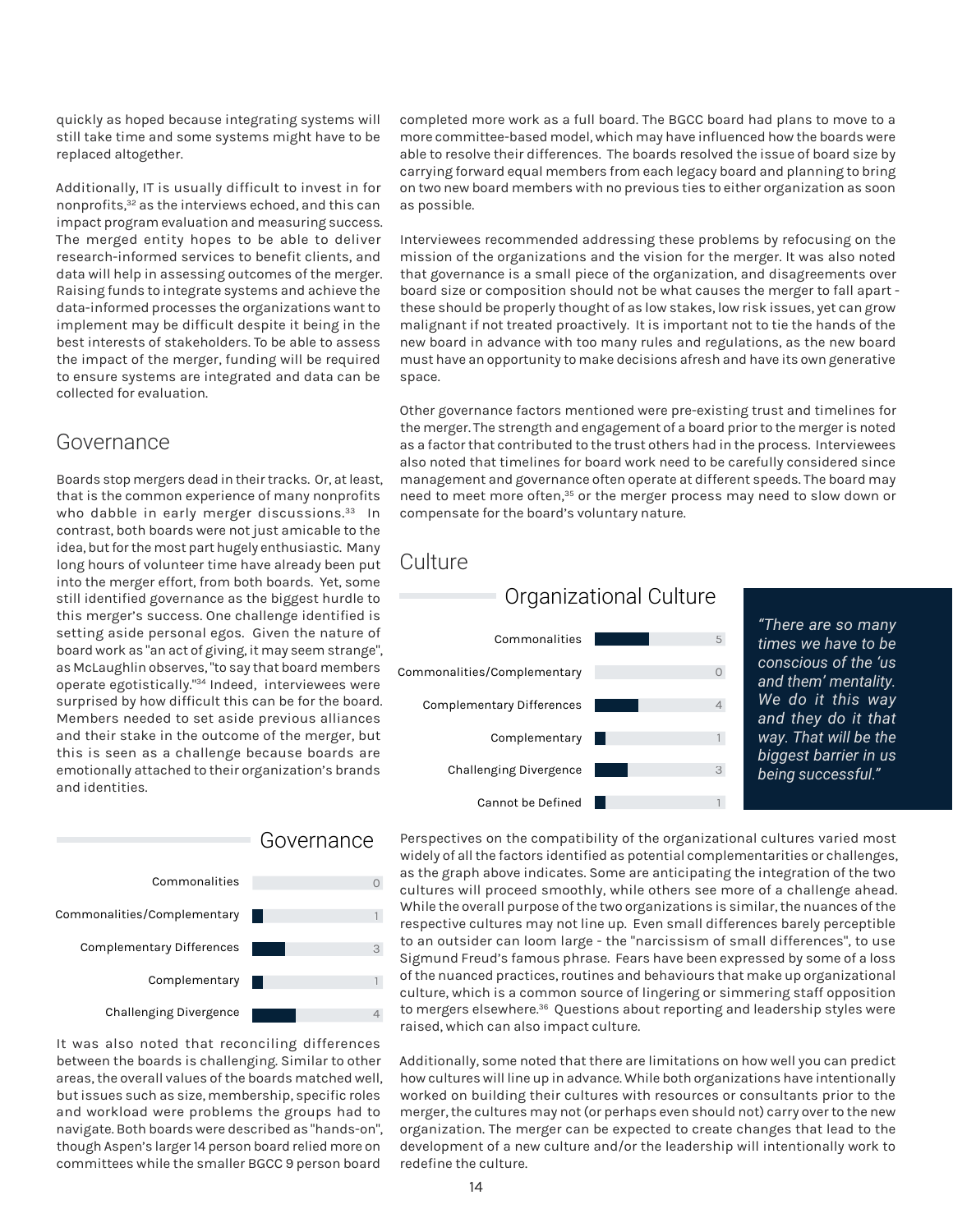quickly as hoped because integrating systems will still take time and some systems might have to be replaced altogether.

Additionally, IT is usually difficult to invest in for nonprofits,[32] as the interviews echoed, and this can impact program evaluation and measuring success. The merged entity hopes to be able to deliver research-informed services to benefit clients, and data will help in assessing outcomes of the merger. Raising funds to integrate systems and achieve the data-informed processes the organizations want to implement may be difficult despite it being in the best interests of stakeholders. To be able to assess the impact of the merger, funding will be required to ensure systems are integrated and data can be collected for evaluation.

## Governance

Boards stop mergers dead in their tracks. Or, at least, that is the common experience of many nonprofits who dabble in early merger discussions.[33] In contrast, both boards were not just amicable to the idea, but for the most part hugely enthusiastic. Many long hours of volunteer time have already been put into the merger effort, from both boards. Yet, some still identified governance as the biggest hurdle to this merger's success. One challenge identified is setting aside personal egos. Given the nature of board work as "an act of giving, it may seem strange", as McLaughlin observes, "to say that board members operate egotistically."[34] Indeed, interviewees were surprised by how difficult this can be for the board. Members needed to set aside previous alliances and their stake in the outcome of the merger, but this is seen as a challenge because boards are emotionally attached to their organization's brands and identities.

**Governance**

| Category | Count |
|---|---|
| Commonalities | 0 |
| Commonalities/Complementary | 1 |
| Complementary Differences | 3 |
| Complementary | 1 |
| Challenging Divergence | 4 |

It was also noted that reconciling differences between the boards is challenging. Similar to other areas, the overall values of the boards matched well, but issues such as size, membership, specific roles and workload were problems the groups had to navigate. Both boards were described as "hands-on", though Aspen's larger 14 person board relied more on committees while the smaller BGCC 9 person board completed more work as a full board. The BGCC board had plans to move to a more committee-based model, which may have influenced how the boards were able to resolve their differences. The boards resolved the issue of board size by carrying forward equal members from each legacy board and planning to bring on two new board members with no previous ties to either organization as soon as possible.

Interviewees recommended addressing these problems by refocusing on the mission of the organizations and the vision for the merger. It was also noted that governance is a small piece of the organization, and disagreements over board size or composition should not be what causes the merger to fall apart - these should be properly thought of as low stakes, low risk issues, yet can grow malignant if not treated proactively. It is important not to tie the hands of the new board in advance with too many rules and regulations, as the new board must have an opportunity to make decisions afresh and have its own generative space.

Other governance factors mentioned were pre-existing trust and timelines for the merger. The strength and engagement of a board prior to the merger is noted as a factor that contributed to the trust others had in the process. Interviewees also noted that timelines for board work need to be carefully considered since management and governance often operate at different speeds. The board may need to meet more often,[35] or the merger process may need to slow down or compensate for the board's voluntary nature.

## Culture

**Organizational Culture**

| Category | Count |
|---|---|
| Commonalities | 5 |
| Commonalities/Complementary | 0 |
| Complementary Differences | 4 |
| Complementary | 1 |
| Challenging Divergence | 3 |
| Cannot be Defined | 1 |

*"There are so many times we have to be conscious of the 'us and them' mentality. We do it this way and they do it that way. That will be the biggest barrier in us being successful."*

Perspectives on the compatibility of the organizational cultures varied most widely of all the factors identified as potential complementarities or challenges, as the graph above indicates. Some are anticipating the integration of the two cultures will proceed smoothly, while others see more of a challenge ahead. While the overall purpose of the two organizations is similar, the nuances of the respective cultures may not line up. Even small differences barely perceptible to an outsider can loom large - the "narcissism of small differences", to use Sigmund Freud's famous phrase. Fears have been expressed by some of a loss of the nuanced practices, routines and behaviours that make up organizational culture, which is a common source of lingering or simmering staff opposition to mergers elsewhere.[36] Questions about reporting and leadership styles were raised, which can also impact culture.

Additionally, some noted that there are limitations on how well you can predict how cultures will line up in advance. While both organizations have intentionally worked on building their cultures with resources or consultants prior to the merger, the cultures may not (or perhaps even should not) carry over to the new organization. The merger can be expected to create changes that lead to the development of a new culture and/or the leadership will intentionally work to redefine the culture.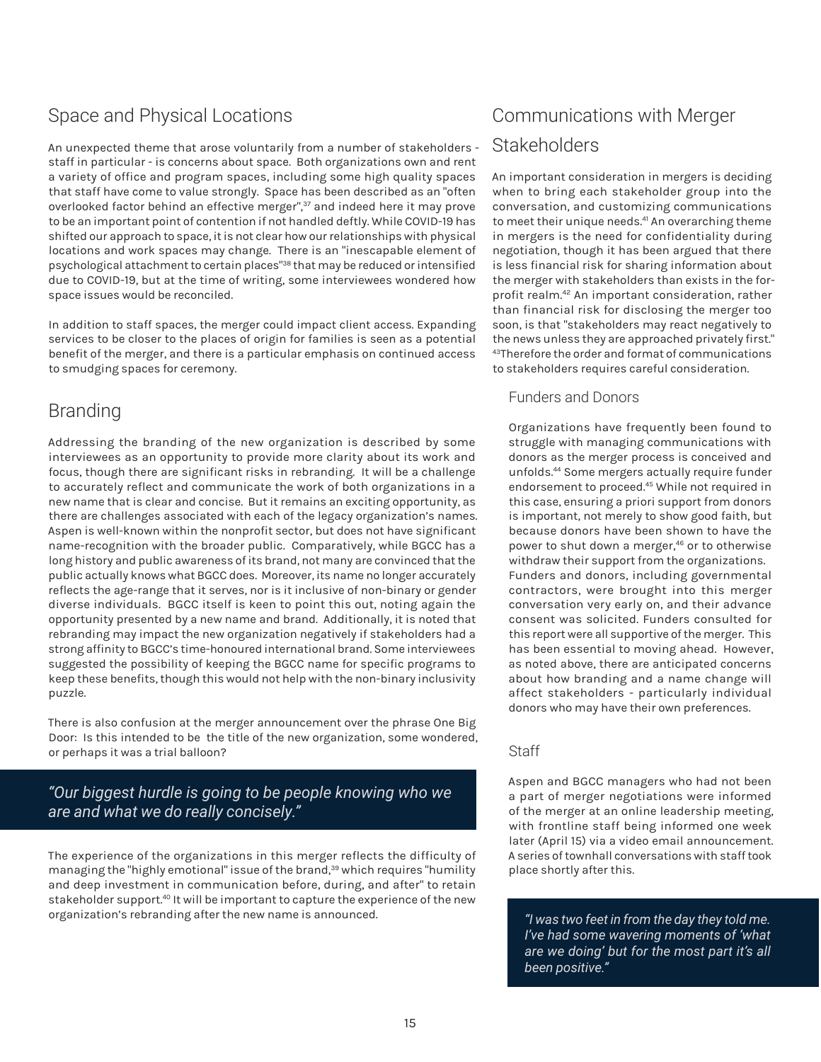## Space and Physical Locations

An unexpected theme that arose voluntarily from a number of stakeholders - staff in particular - is concerns about space. Both organizations own and rent a variety of office and program spaces, including some high quality spaces that staff have come to value strongly. Space has been described as an "often overlooked factor behind an effective merger",[37] and indeed here it may prove to be an important point of contention if not handled deftly. While COVID-19 has shifted our approach to space, it is not clear how our relationships with physical locations and work spaces may change. There is an "inescapable element of psychological attachment to certain places"[38] that may be reduced or intensified due to COVID-19, but at the time of writing, some interviewees wondered how space issues would be reconciled.

In addition to staff spaces, the merger could impact client access. Expanding services to be closer to the places of origin for families is seen as a potential benefit of the merger, and there is a particular emphasis on continued access to smudging spaces for ceremony.

## Branding

Addressing the branding of the new organization is described by some interviewees as an opportunity to provide more clarity about its work and focus, though there are significant risks in rebranding. It will be a challenge to accurately reflect and communicate the work of both organizations in a new name that is clear and concise. But it remains an exciting opportunity, as there are challenges associated with each of the legacy organization's names. Aspen is well-known within the nonprofit sector, but does not have significant name-recognition with the broader public. Comparatively, while BGCC has a long history and public awareness of its brand, not many are convinced that the public actually knows what BGCC does. Moreover, its name no longer accurately reflects the age-range that it serves, nor is it inclusive of non-binary or gender diverse individuals. BGCC itself is keen to point this out, noting again the opportunity presented by a new name and brand. Additionally, it is noted that rebranding may impact the new organization negatively if stakeholders had a strong affinity to BGCC's time-honoured international brand. Some interviewees suggested the possibility of keeping the BGCC name for specific programs to keep these benefits, though this would not help with the non-binary inclusivity puzzle.

There is also confusion at the merger announcement over the phrase One Big Door: Is this intended to be the title of the new organization, some wondered, or perhaps it was a trial balloon?

> *"Our biggest hurdle is going to be people knowing who we are and what we do really concisely."*

The experience of the organizations in this merger reflects the difficulty of managing the "highly emotional" issue of the brand,[39] which requires "humility and deep investment in communication before, during, and after" to retain stakeholder support.[40] It will be important to capture the experience of the new organization's rebranding after the new name is announced.

## Communications with Merger Stakeholders

An important consideration in mergers is deciding when to bring each stakeholder group into the conversation, and customizing communications to meet their unique needs.[41] An overarching theme in mergers is the need for confidentiality during negotiation, though it has been argued that there is less financial risk for sharing information about the merger with stakeholders than exists in the for-profit realm.[42] An important consideration, rather than financial risk for disclosing the merger too soon, is that "stakeholders may react negatively to the news unless they are approached privately first."[43] Therefore the order and format of communications to stakeholders requires careful consideration.

### Funders and Donors

Organizations have frequently been found to struggle with managing communications with donors as the merger process is conceived and unfolds.[44] Some mergers actually require funder endorsement to proceed.[45] While not required in this case, ensuring a priori support from donors is important, not merely to show good faith, but because donors have been shown to have the power to shut down a merger,[46] or to otherwise withdraw their support from the organizations. Funders and donors, including governmental contractors, were brought into this merger conversation very early on, and their advance consent was solicited. Funders consulted for this report were all supportive of the merger. This has been essential to moving ahead. However, as noted above, there are anticipated concerns about how branding and a name change will affect stakeholders - particularly individual donors who may have their own preferences.

### Staff

Aspen and BGCC managers who had not been a part of merger negotiations were informed of the merger at an online leadership meeting, with frontline staff being informed one week later (April 15) via a video email announcement. A series of townhall conversations with staff took place shortly after this.

> *"I was two feet in from the day they told me. I've had some wavering moments of 'what are we doing' but for the most part it's all been positive."*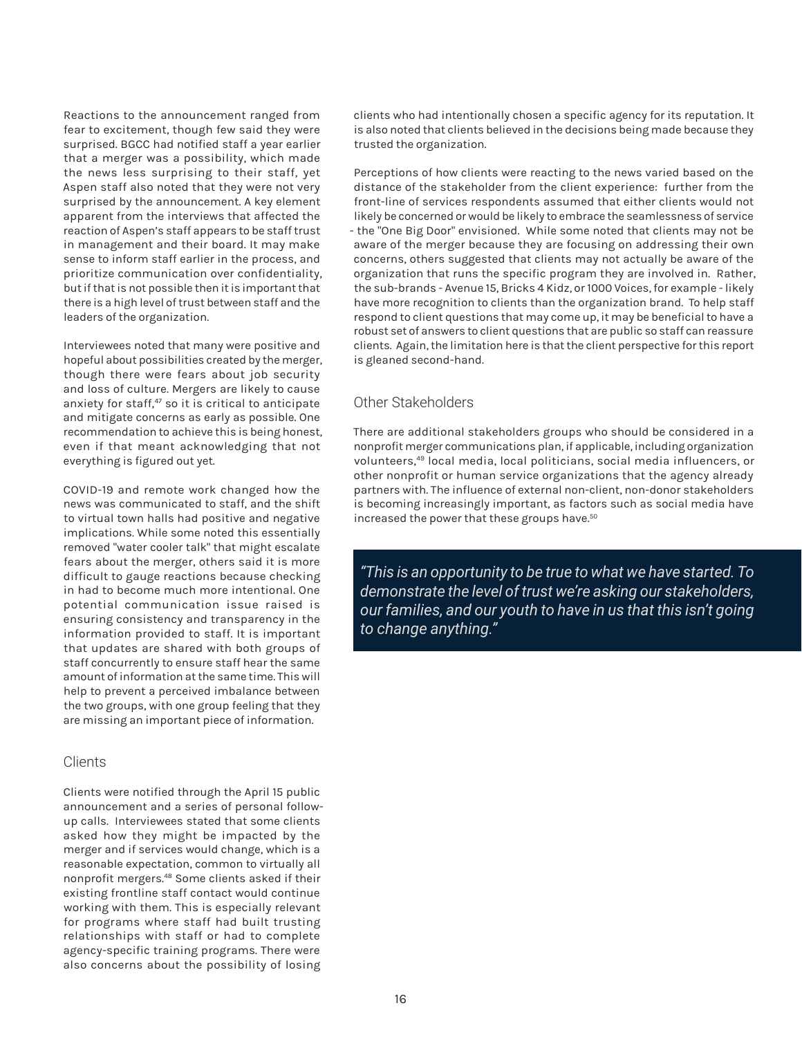Reactions to the announcement ranged from fear to excitement, though few said they were surprised. BGCC had notified staff a year earlier that a merger was a possibility, which made the news less surprising to their staff, yet Aspen staff also noted that they were not very surprised by the announcement. A key element apparent from the interviews that affected the reaction of Aspen's staff appears to be staff trust in management and their board. It may make sense to inform staff earlier in the process, and prioritize communication over confidentiality, but if that is not possible then it is important that there is a high level of trust between staff and the leaders of the organization.

Interviewees noted that many were positive and hopeful about possibilities created by the merger, though there were fears about job security and loss of culture. Mergers are likely to cause anxiety for staff,[47] so it is critical to anticipate and mitigate concerns as early as possible. One recommendation to achieve this is being honest, even if that meant acknowledging that not everything is figured out yet.

COVID-19 and remote work changed how the news was communicated to staff, and the shift to virtual town halls had positive and negative implications. While some noted this essentially removed "water cooler talk" that might escalate fears about the merger, others said it is more difficult to gauge reactions because checking in had to become much more intentional. One potential communication issue raised is ensuring consistency and transparency in the information provided to staff. It is important that updates are shared with both groups of staff concurrently to ensure staff hear the same amount of information at the same time. This will help to prevent a perceived imbalance between the two groups, with one group feeling that they are missing an important piece of information.

## Clients

Clients were notified through the April 15 public announcement and a series of personal follow-up calls. Interviewees stated that some clients asked how they might be impacted by the merger and if services would change, which is a reasonable expectation, common to virtually all nonprofit mergers.[48] Some clients asked if their existing frontline staff contact would continue working with them. This is especially relevant for programs where staff had built trusting relationships with staff or had to complete agency-specific training programs. There were also concerns about the possibility of losing clients who had intentionally chosen a specific agency for its reputation. It is also noted that clients believed in the decisions being made because they trusted the organization.

Perceptions of how clients were reacting to the news varied based on the distance of the stakeholder from the client experience: further from the front-line of services respondents assumed that either clients would not likely be concerned or would be likely to embrace the seamlessness of service - the "One Big Door" envisioned. While some noted that clients may not be aware of the merger because they are focusing on addressing their own concerns, others suggested that clients may not actually be aware of the organization that runs the specific program they are involved in. Rather, the sub-brands - Avenue 15, Bricks 4 Kidz, or 1000 Voices, for example - likely have more recognition to clients than the organization brand. To help staff respond to client questions that may come up, it may be beneficial to have a robust set of answers to client questions that are public so staff can reassure clients. Again, the limitation here is that the client perspective for this report is gleaned second-hand.

## Other Stakeholders

There are additional stakeholders groups who should be considered in a nonprofit merger communications plan, if applicable, including organization volunteers,[49] local media, local politicians, social media influencers, or other nonprofit or human service organizations that the agency already partners with. The influence of external non-client, non-donor stakeholders is becoming increasingly important, as factors such as social media have increased the power that these groups have.[50]

> *"This is an opportunity to be true to what we have started. To demonstrate the level of trust we're asking our stakeholders, our families, and our youth to have in us that this isn't going to change anything."*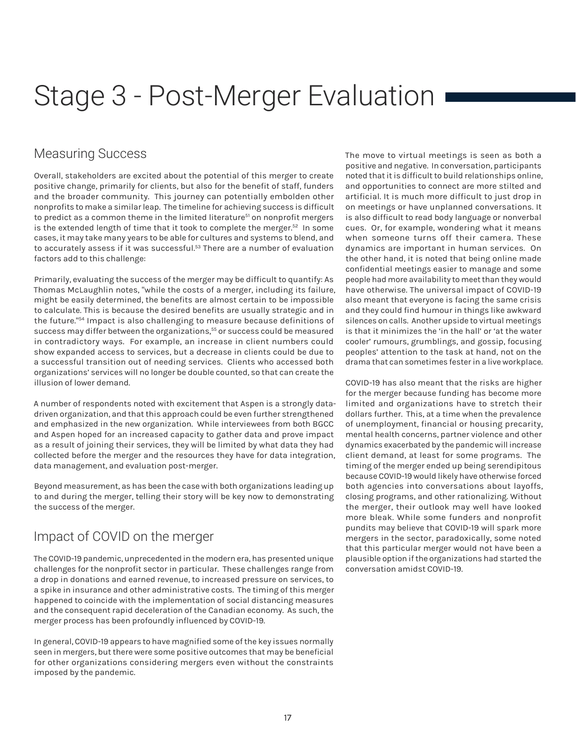# Stage 3 - Post-Merger Evaluation

## Measuring Success

Overall, stakeholders are excited about the potential of this merger to create positive change, primarily for clients, but also for the benefit of staff, funders and the broader community. This journey can potentially embolden other nonprofits to make a similar leap. The timeline for achieving success is difficult to predict as a common theme in the limited literature[51] on nonprofit mergers is the extended length of time that it took to complete the merger.[52] In some cases, it may take many years to be able for cultures and systems to blend, and to accurately assess if it was successful.[53] There are a number of evaluation factors add to this challenge:

Primarily, evaluating the success of the merger may be difficult to quantify: As Thomas McLaughlin notes, "while the costs of a merger, including its failure, might be easily determined, the benefits are almost certain to be impossible to calculate. This is because the desired benefits are usually strategic and in the future."[54] Impact is also challenging to measure because definitions of success may differ between the organizations,[55] or success could be measured in contradictory ways. For example, an increase in client numbers could show expanded access to services, but a decrease in clients could be due to a successful transition out of needing services. Clients who accessed both organizations' services will no longer be double counted, so that can create the illusion of lower demand.

A number of respondents noted with excitement that Aspen is a strongly data-driven organization, and that this approach could be even further strengthened and emphasized in the new organization. While interviewees from both BGCC and Aspen hoped for an increased capacity to gather data and prove impact as a result of joining their services, they will be limited by what data they had collected before the merger and the resources they have for data integration, data management, and evaluation post-merger.

Beyond measurement, as has been the case with both organizations leading up to and during the merger, telling their story will be key now to demonstrating the success of the merger.

## Impact of COVID on the merger

The COVID-19 pandemic, unprecedented in the modern era, has presented unique challenges for the nonprofit sector in particular. These challenges range from a drop in donations and earned revenue, to increased pressure on services, to a spike in insurance and other administrative costs. The timing of this merger happened to coincide with the implementation of social distancing measures and the consequent rapid deceleration of the Canadian economy. As such, the merger process has been profoundly influenced by COVID-19.

In general, COVID-19 appears to have magnified some of the key issues normally seen in mergers, but there were some positive outcomes that may be beneficial for other organizations considering mergers even without the constraints imposed by the pandemic.

The move to virtual meetings is seen as both a positive and negative. In conversation, participants noted that it is difficult to build relationships online, and opportunities to connect are more stilted and artificial. It is much more difficult to just drop in on meetings or have unplanned conversations. It is also difficult to read body language or nonverbal cues. Or, for example, wondering what it means when someone turns off their camera. These dynamics are important in human services. On the other hand, it is noted that being online made confidential meetings easier to manage and some people had more availability to meet than they would have otherwise. The universal impact of COVID-19 also meant that everyone is facing the same crisis and they could find humour in things like awkward silences on calls. Another upside to virtual meetings is that it minimizes the 'in the hall' or 'at the water cooler' rumours, grumblings, and gossip, focusing peoples' attention to the task at hand, not on the drama that can sometimes fester in a live workplace.

COVID-19 has also meant that the risks are higher for the merger because funding has become more limited and organizations have to stretch their dollars further. This, at a time when the prevalence of unemployment, financial or housing precarity, mental health concerns, partner violence and other dynamics exacerbated by the pandemic will increase client demand, at least for some programs. The timing of the merger ended up being serendipitous because COVID-19 would likely have otherwise forced both agencies into conversations about layoffs, closing programs, and other rationalizing. Without the merger, their outlook may well have looked more bleak. While some funders and nonprofit pundits may believe that COVID-19 will spark more mergers in the sector, paradoxically, some noted that this particular merger would not have been a plausible option if the organizations had started the conversation amidst COVID-19.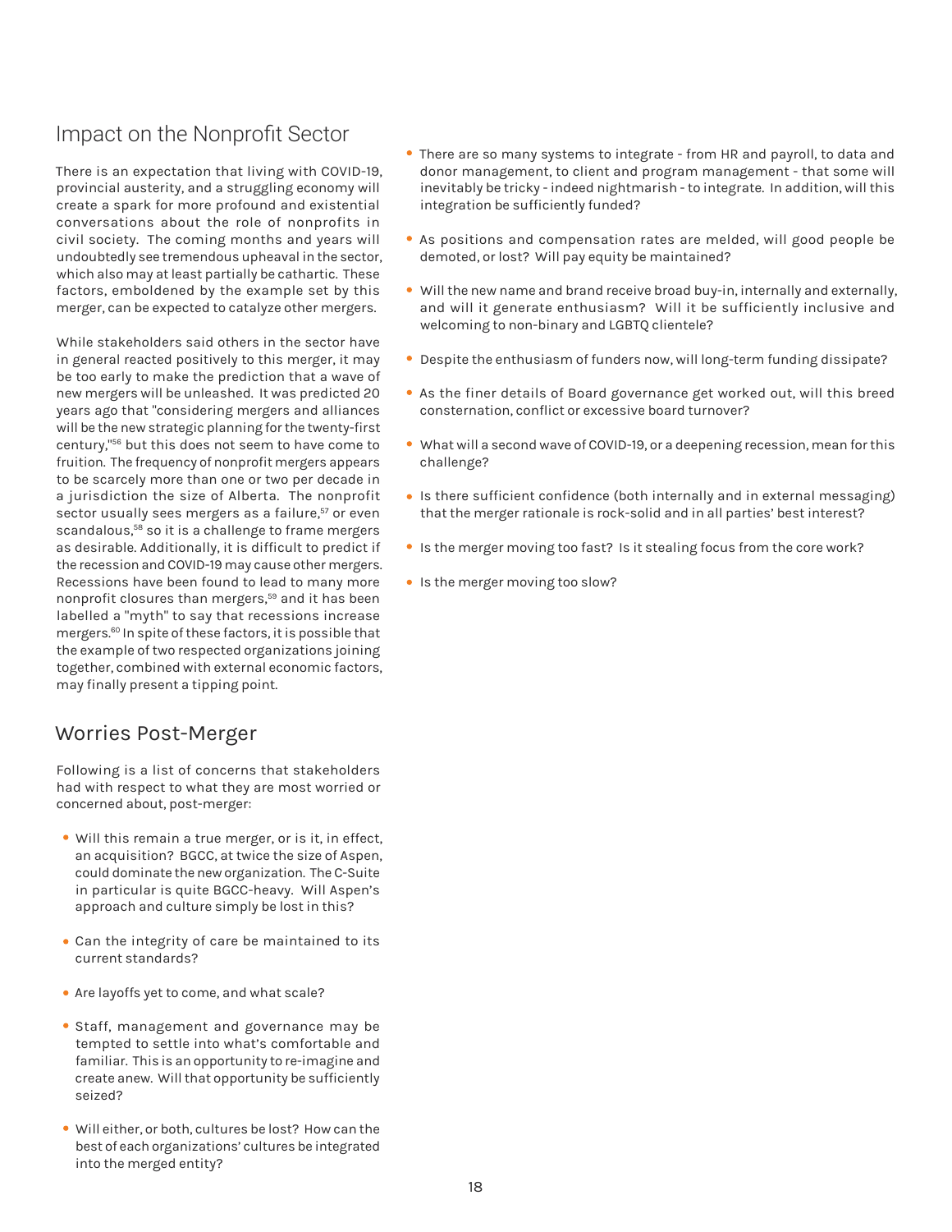## Impact on the Nonprofit Sector

There is an expectation that living with COVID-19, provincial austerity, and a struggling economy will create a spark for more profound and existential conversations about the role of nonprofits in civil society. The coming months and years will undoubtedly see tremendous upheaval in the sector, which also may at least partially be cathartic. These factors, emboldened by the example set by this merger, can be expected to catalyze other mergers.

While stakeholders said others in the sector have in general reacted positively to this merger, it may be too early to make the prediction that a wave of new mergers will be unleashed. It was predicted 20 years ago that "considering mergers and alliances will be the new strategic planning for the twenty-first century,"[56] but this does not seem to have come to fruition. The frequency of nonprofit mergers appears to be scarcely more than one or two per decade in a jurisdiction the size of Alberta. The nonprofit sector usually sees mergers as a failure,[57] or even scandalous,[58] so it is a challenge to frame mergers as desirable. Additionally, it is difficult to predict if the recession and COVID-19 may cause other mergers. Recessions have been found to lead to many more nonprofit closures than mergers,[59] and it has been labelled a "myth" to say that recessions increase mergers.[60] In spite of these factors, it is possible that the example of two respected organizations joining together, combined with external economic factors, may finally present a tipping point.

## Worries Post-Merger

Following is a list of concerns that stakeholders had with respect to what they are most worried or concerned about, post-merger:

- Will this remain a true merger, or is it, in effect, an acquisition? BGCC, at twice the size of Aspen, could dominate the new organization. The C-Suite in particular is quite BGCC-heavy. Will Aspen's approach and culture simply be lost in this?
- Can the integrity of care be maintained to its current standards?
- Are layoffs yet to come, and what scale?
- Staff, management and governance may be tempted to settle into what's comfortable and familiar. This is an opportunity to re-imagine and create anew. Will that opportunity be sufficiently seized?
- Will either, or both, cultures be lost? How can the best of each organizations' cultures be integrated into the merged entity?
- There are so many systems to integrate - from HR and payroll, to data and donor management, to client and program management - that some will inevitably be tricky - indeed nightmarish - to integrate. In addition, will this integration be sufficiently funded?
- As positions and compensation rates are melded, will good people be demoted, or lost? Will pay equity be maintained?
- Will the new name and brand receive broad buy-in, internally and externally, and will it generate enthusiasm? Will it be sufficiently inclusive and welcoming to non-binary and LGBTQ clientele?
- Despite the enthusiasm of funders now, will long-term funding dissipate?
- As the finer details of Board governance get worked out, will this breed consternation, conflict or excessive board turnover?
- What will a second wave of COVID-19, or a deepening recession, mean for this challenge?
- Is there sufficient confidence (both internally and in external messaging) that the merger rationale is rock-solid and in all parties' best interest?
- Is the merger moving too fast? Is it stealing focus from the core work?
- Is the merger moving too slow?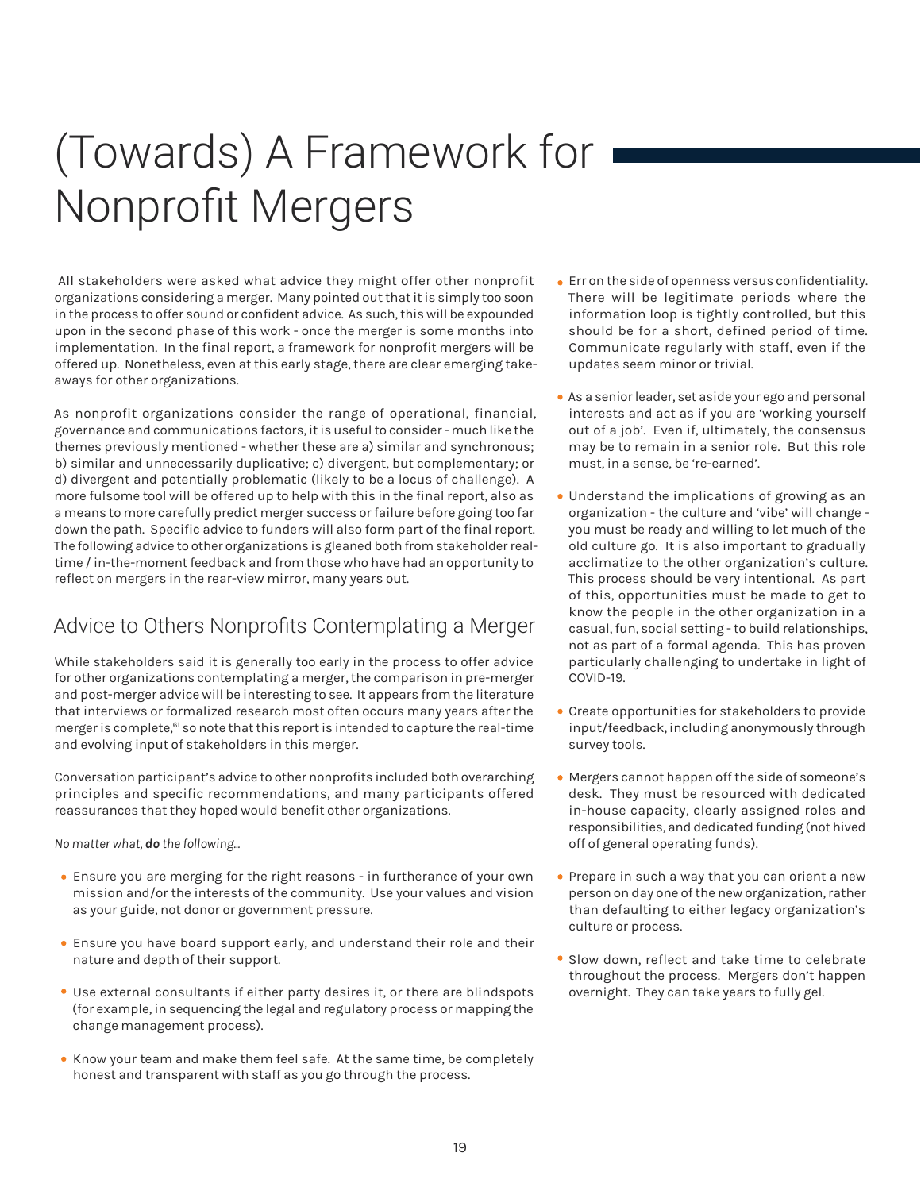# (Towards) A Framework for Nonprofit Mergers

All stakeholders were asked what advice they might offer other nonprofit organizations considering a merger. Many pointed out that it is simply too soon in the process to offer sound or confident advice. As such, this will be expounded upon in the second phase of this work - once the merger is some months into implementation. In the final report, a framework for nonprofit mergers will be offered up. Nonetheless, even at this early stage, there are clear emerging take-aways for other organizations.

As nonprofit organizations consider the range of operational, financial, governance and communications factors, it is useful to consider - much like the themes previously mentioned - whether these are a) similar and synchronous; b) similar and unnecessarily duplicative; c) divergent, but complementary; or d) divergent and potentially problematic (likely to be a locus of challenge). A more fulsome tool will be offered up to help with this in the final report, also as a means to more carefully predict merger success or failure before going too far down the path. Specific advice to funders will also form part of the final report. The following advice to other organizations is gleaned both from stakeholder real-time / in-the-moment feedback and from those who have had an opportunity to reflect on mergers in the rear-view mirror, many years out.

## Advice to Others Nonprofits Contemplating a Merger

While stakeholders said it is generally too early in the process to offer advice for other organizations contemplating a merger, the comparison in pre-merger and post-merger advice will be interesting to see. It appears from the literature that interviews or formalized research most often occurs many years after the merger is complete,[61] so note that this report is intended to capture the real-time and evolving input of stakeholders in this merger.

Conversation participant's advice to other nonprofits included both overarching principles and specific recommendations, and many participants offered reassurances that they hoped would benefit other organizations.

*No matter what, **do** the following...*

- Ensure you are merging for the right reasons - in furtherance of your own mission and/or the interests of the community. Use your values and vision as your guide, not donor or government pressure.
- Ensure you have board support early, and understand their role and their nature and depth of their support.
- Use external consultants if either party desires it, or there are blindspots (for example, in sequencing the legal and regulatory process or mapping the change management process).
- Know your team and make them feel safe. At the same time, be completely honest and transparent with staff as you go through the process.
- Err on the side of openness versus confidentiality. There will be legitimate periods where the information loop is tightly controlled, but this should be for a short, defined period of time. Communicate regularly with staff, even if the updates seem minor or trivial.
- As a senior leader, set aside your ego and personal interests and act as if you are 'working yourself out of a job'. Even if, ultimately, the consensus may be to remain in a senior role. But this role must, in a sense, be 're-earned'.
- Understand the implications of growing as an organization - the culture and 'vibe' will change - you must be ready and willing to let much of the old culture go. It is also important to gradually acclimatize to the other organization's culture. This process should be very intentional. As part of this, opportunities must be made to get to know the people in the other organization in a casual, fun, social setting - to build relationships, not as part of a formal agenda. This has proven particularly challenging to undertake in light of COVID-19.
- Create opportunities for stakeholders to provide input/feedback, including anonymously through survey tools.
- Mergers cannot happen off the side of someone's desk. They must be resourced with dedicated in-house capacity, clearly assigned roles and responsibilities, and dedicated funding (not hived off of general operating funds).
- Prepare in such a way that you can orient a new person on day one of the new organization, rather than defaulting to either legacy organization's culture or process.
- Slow down, reflect and take time to celebrate throughout the process. Mergers don't happen overnight. They can take years to fully gel.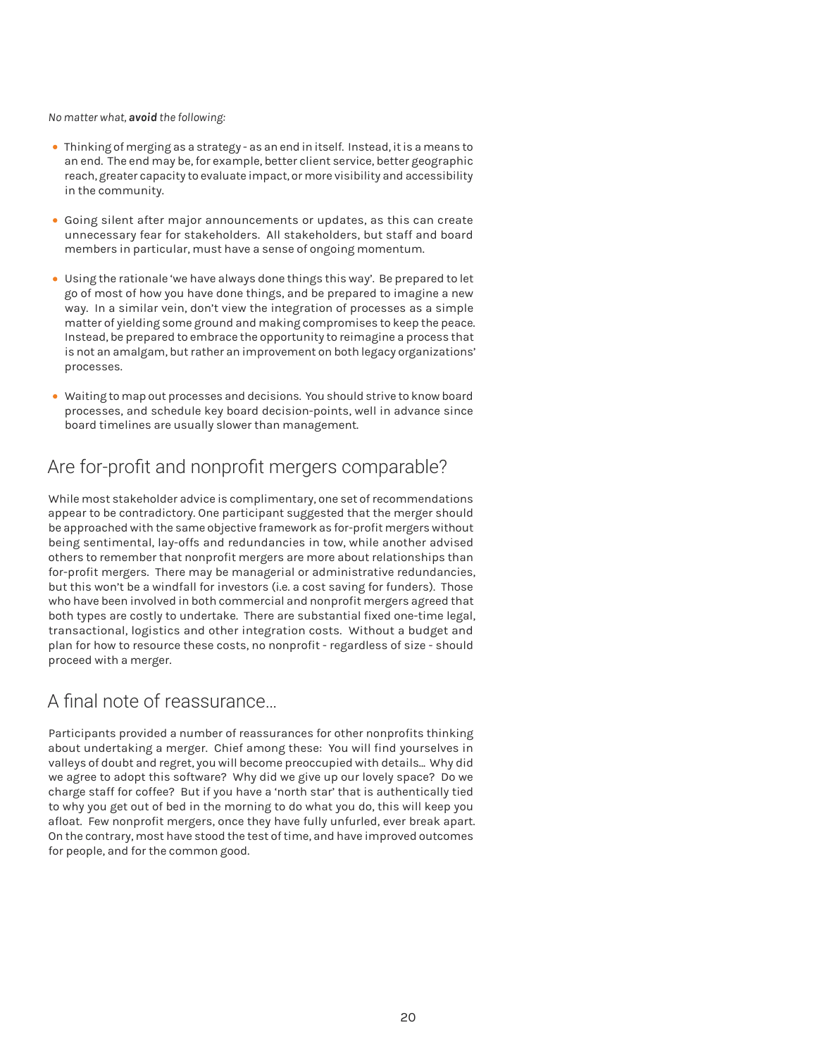*No matter what, **avoid** the following:*

- Thinking of merging as a strategy - as an end in itself. Instead, it is a means to an end. The end may be, for example, better client service, better geographic reach, greater capacity to evaluate impact, or more visibility and accessibility in the community.
- Going silent after major announcements or updates, as this can create unnecessary fear for stakeholders. All stakeholders, but staff and board members in particular, must have a sense of ongoing momentum.
- Using the rationale 'we have always done things this way'. Be prepared to let go of most of how you have done things, and be prepared to imagine a new way. In a similar vein, don't view the integration of processes as a simple matter of yielding some ground and making compromises to keep the peace. Instead, be prepared to embrace the opportunity to reimagine a process that is not an amalgam, but rather an improvement on both legacy organizations' processes.
- Waiting to map out processes and decisions. You should strive to know board processes, and schedule key board decision-points, well in advance since board timelines are usually slower than management.

## Are for-profit and nonprofit mergers comparable?

While most stakeholder advice is complimentary, one set of recommendations appear to be contradictory. One participant suggested that the merger should be approached with the same objective framework as for-profit mergers without being sentimental, lay-offs and redundancies in tow, while another advised others to remember that nonprofit mergers are more about relationships than for-profit mergers. There may be managerial or administrative redundancies, but this won't be a windfall for investors (i.e. a cost saving for funders). Those who have been involved in both commercial and nonprofit mergers agreed that both types are costly to undertake. There are substantial fixed one-time legal, transactional, logistics and other integration costs. Without a budget and plan for how to resource these costs, no nonprofit - regardless of size - should proceed with a merger.

## A final note of reassurance...

Participants provided a number of reassurances for other nonprofits thinking about undertaking a merger. Chief among these: You will find yourselves in valleys of doubt and regret, you will become preoccupied with details... Why did we agree to adopt this software? Why did we give up our lovely space? Do we charge staff for coffee? But if you have a 'north star' that is authentically tied to why you get out of bed in the morning to do what you do, this will keep you afloat. Few nonprofit mergers, once they have fully unfurled, ever break apart. On the contrary, most have stood the test of time, and have improved outcomes for people, and for the common good.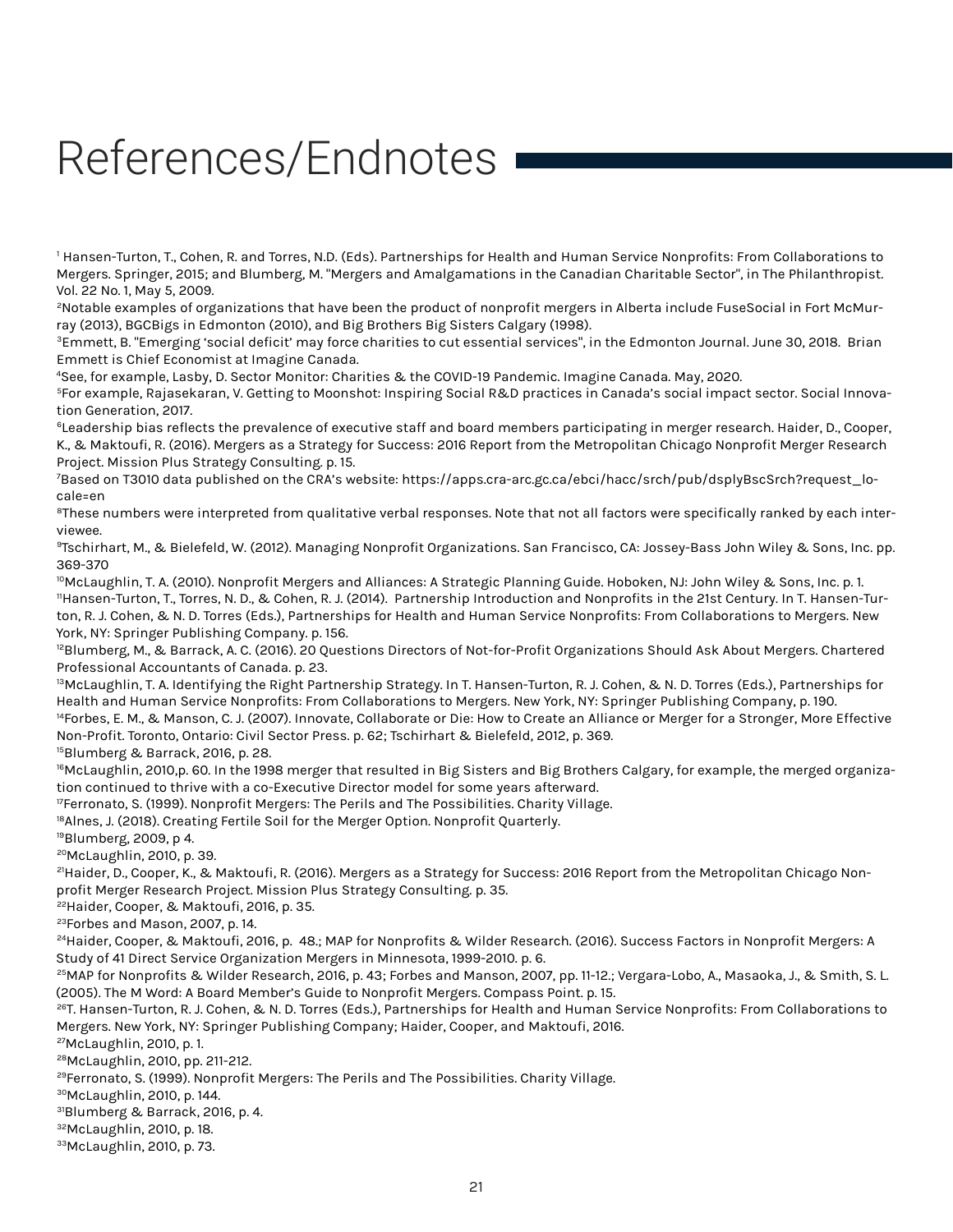# References/Endnotes

[1] Hansen-Turton, T., Cohen, R. and Torres, N.D. (Eds). Partnerships for Health and Human Service Nonprofits: From Collaborations to Mergers. Springer, 2015; and Blumberg, M. "Mergers and Amalgamations in the Canadian Charitable Sector", in The Philanthropist. Vol. 22 No. 1, May 5, 2009.

[2] Notable examples of organizations that have been the product of nonprofit mergers in Alberta include FuseSocial in Fort McMurray (2013), BGCBigs in Edmonton (2010), and Big Brothers Big Sisters Calgary (1998).

[3] Emmett, B. "Emerging 'social deficit' may force charities to cut essential services", in the Edmonton Journal. June 30, 2018. Brian Emmett is Chief Economist at Imagine Canada.

[4] See, for example, Lasby, D. Sector Monitor: Charities & the COVID-19 Pandemic. Imagine Canada. May, 2020.

[5] For example, Rajasekaran, V. Getting to Moonshot: Inspiring Social R&D practices in Canada's social impact sector. Social Innovation Generation, 2017.

[6] Leadership bias reflects the prevalence of executive staff and board members participating in merger research. Haider, D., Cooper, K., & Maktoufi, R. (2016). Mergers as a Strategy for Success: 2016 Report from the Metropolitan Chicago Nonprofit Merger Research Project. Mission Plus Strategy Consulting. p. 15.

[7] Based on T3010 data published on the CRA's website: https://apps.cra-arc.gc.ca/ebci/hacc/srch/pub/dsplyBscSrch?request_locale=en

[8] These numbers were interpreted from qualitative verbal responses. Note that not all factors were specifically ranked by each interviewee.

[9] Tschirhart, M., & Bielefeld, W. (2012). Managing Nonprofit Organizations. San Francisco, CA: Jossey-Bass John Wiley & Sons, Inc. pp. 369-370

[10] McLaughlin, T. A. (2010). Nonprofit Mergers and Alliances: A Strategic Planning Guide. Hoboken, NJ: John Wiley & Sons, Inc. p. 1.

[11] Hansen-Turton, T., Torres, N. D., & Cohen, R. J. (2014). Partnership Introduction and Nonprofits in the 21st Century. In T. Hansen-Turton, R. J. Cohen, & N. D. Torres (Eds.), Partnerships for Health and Human Service Nonprofits: From Collaborations to Mergers. New York, NY: Springer Publishing Company. p. 156.

[12] Blumberg, M., & Barrack, A. C. (2016). 20 Questions Directors of Not-for-Profit Organizations Should Ask About Mergers. Chartered Professional Accountants of Canada. p. 23.

[13] McLaughlin, T. A. Identifying the Right Partnership Strategy. In T. Hansen-Turton, R. J. Cohen, & N. D. Torres (Eds.), Partnerships for Health and Human Service Nonprofits: From Collaborations to Mergers. New York, NY: Springer Publishing Company, p. 190.

[14] Forbes, E. M., & Manson, C. J. (2007). Innovate, Collaborate or Die: How to Create an Alliance or Merger for a Stronger, More Effective Non-Profit. Toronto, Ontario: Civil Sector Press. p. 62; Tschirhart & Bielefeld, 2012, p. 369.

[15] Blumberg & Barrack, 2016, p. 28.

[16] McLaughlin, 2010,p. 60. In the 1998 merger that resulted in Big Sisters and Big Brothers Calgary, for example, the merged organization continued to thrive with a co-Executive Director model for some years afterward.

[17] Ferronato, S. (1999). Nonprofit Mergers: The Perils and The Possibilities. Charity Village.

[18] Alnes, J. (2018). Creating Fertile Soil for the Merger Option. Nonprofit Quarterly.

[19] Blumberg, 2009, p 4.

[20] McLaughlin, 2010, p. 39.

[21] Haider, D., Cooper, K., & Maktoufi, R. (2016). Mergers as a Strategy for Success: 2016 Report from the Metropolitan Chicago Nonprofit Merger Research Project. Mission Plus Strategy Consulting. p. 35.

[22] Haider, Cooper, & Maktoufi, 2016, p. 35.

[23] Forbes and Mason, 2007, p. 14.

[24] Haider, Cooper, & Maktoufi, 2016, p. 48.; MAP for Nonprofits & Wilder Research. (2016). Success Factors in Nonprofit Mergers: A Study of 41 Direct Service Organization Mergers in Minnesota, 1999-2010. p. 6.

[25] MAP for Nonprofits & Wilder Research, 2016, p. 43; Forbes and Manson, 2007, pp. 11-12.; Vergara-Lobo, A., Masaoka, J., & Smith, S. L. (2005). The M Word: A Board Member's Guide to Nonprofit Mergers. Compass Point. p. 15.

[26] T. Hansen-Turton, R. J. Cohen, & N. D. Torres (Eds.), Partnerships for Health and Human Service Nonprofits: From Collaborations to Mergers. New York, NY: Springer Publishing Company; Haider, Cooper, and Maktoufi, 2016.

[27] McLaughlin, 2010, p. 1.

[28] McLaughlin, 2010, pp. 211-212.

[29] Ferronato, S. (1999). Nonprofit Mergers: The Perils and The Possibilities. Charity Village.

[30] McLaughlin, 2010, p. 144.

[31] Blumberg & Barrack, 2016, p. 4.

[32] McLaughlin, 2010, p. 18.

[33] McLaughlin, 2010, p. 73.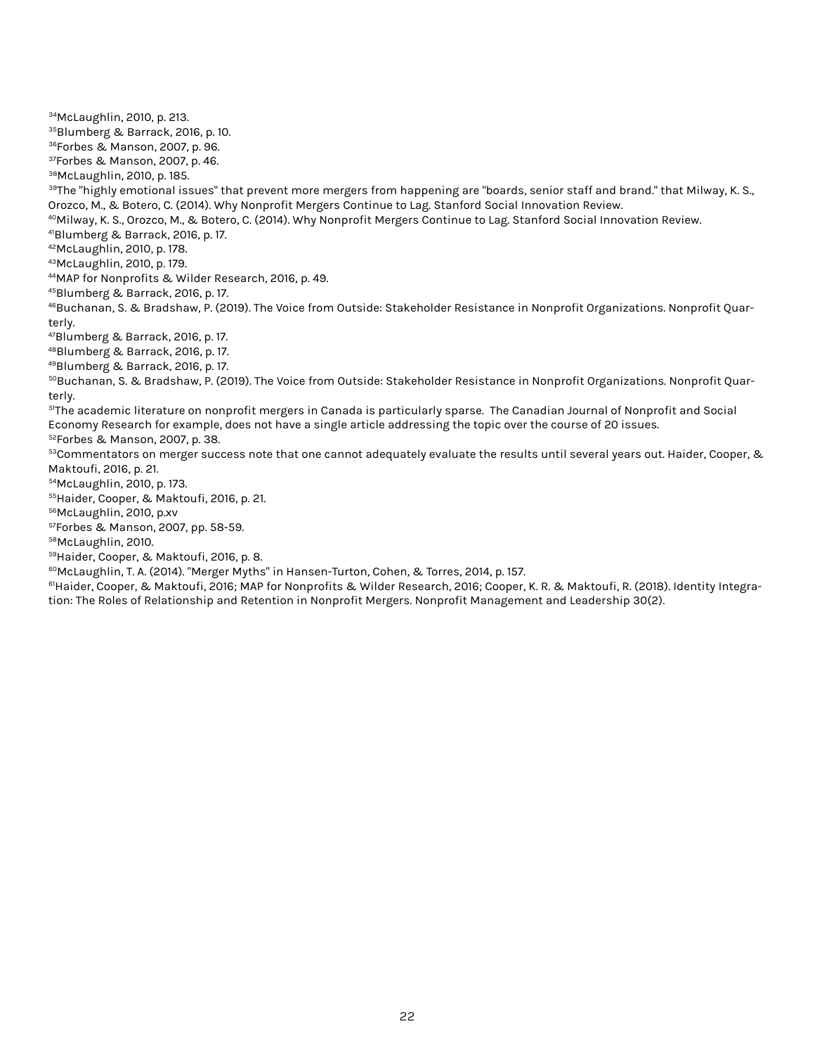[34]McLaughlin, 2010, p. 213.

[35]Blumberg & Barrack, 2016, p. 10.

[36]Forbes & Manson, 2007, p. 96.

[37]Forbes & Manson, 2007, p. 46.

[38]McLaughlin, 2010, p. 185.

[39]The "highly emotional issues" that prevent more mergers from happening are "boards, senior staff and brand." that Milway, K. S., Orozco, M., & Botero, C. (2014). Why Nonprofit Mergers Continue to Lag. Stanford Social Innovation Review.

[40]Milway, K. S., Orozco, M., & Botero, C. (2014). Why Nonprofit Mergers Continue to Lag. Stanford Social Innovation Review.

[41]Blumberg & Barrack, 2016, p. 17.

[42]McLaughlin, 2010, p. 178.

[43]McLaughlin, 2010, p. 179.

[44]MAP for Nonprofits & Wilder Research, 2016, p. 49.

[45]Blumberg & Barrack, 2016, p. 17.

[46]Buchanan, S. & Bradshaw, P. (2019). The Voice from Outside: Stakeholder Resistance in Nonprofit Organizations. Nonprofit Quarterly.

[47]Blumberg & Barrack, 2016, p. 17.

[48]Blumberg & Barrack, 2016, p. 17.

[49]Blumberg & Barrack, 2016, p. 17.

[50]Buchanan, S. & Bradshaw, P. (2019). The Voice from Outside: Stakeholder Resistance in Nonprofit Organizations. Nonprofit Quarterly.

[51]The academic literature on nonprofit mergers in Canada is particularly sparse. The Canadian Journal of Nonprofit and Social Economy Research for example, does not have a single article addressing the topic over the course of 20 issues.

[52]Forbes & Manson, 2007, p. 38.

[53]Commentators on merger success note that one cannot adequately evaluate the results until several years out. Haider, Cooper, & Maktoufi, 2016, p. 21.

[54]McLaughlin, 2010, p. 173.

[55]Haider, Cooper, & Maktoufi, 2016, p. 21.

[56]McLaughlin, 2010, p.xv

[57]Forbes & Manson, 2007, pp. 58-59.

[58]McLaughlin, 2010.

[59]Haider, Cooper, & Maktoufi, 2016, p. 8.

[60]McLaughlin, T. A. (2014). "Merger Myths" in Hansen-Turton, Cohen, & Torres, 2014, p. 157.

[61]Haider, Cooper, & Maktoufi, 2016; MAP for Nonprofits & Wilder Research, 2016; Cooper, K. R. & Maktoufi, R. (2018). Identity Integration: The Roles of Relationship and Retention in Nonprofit Mergers. Nonprofit Management and Leadership 30(2).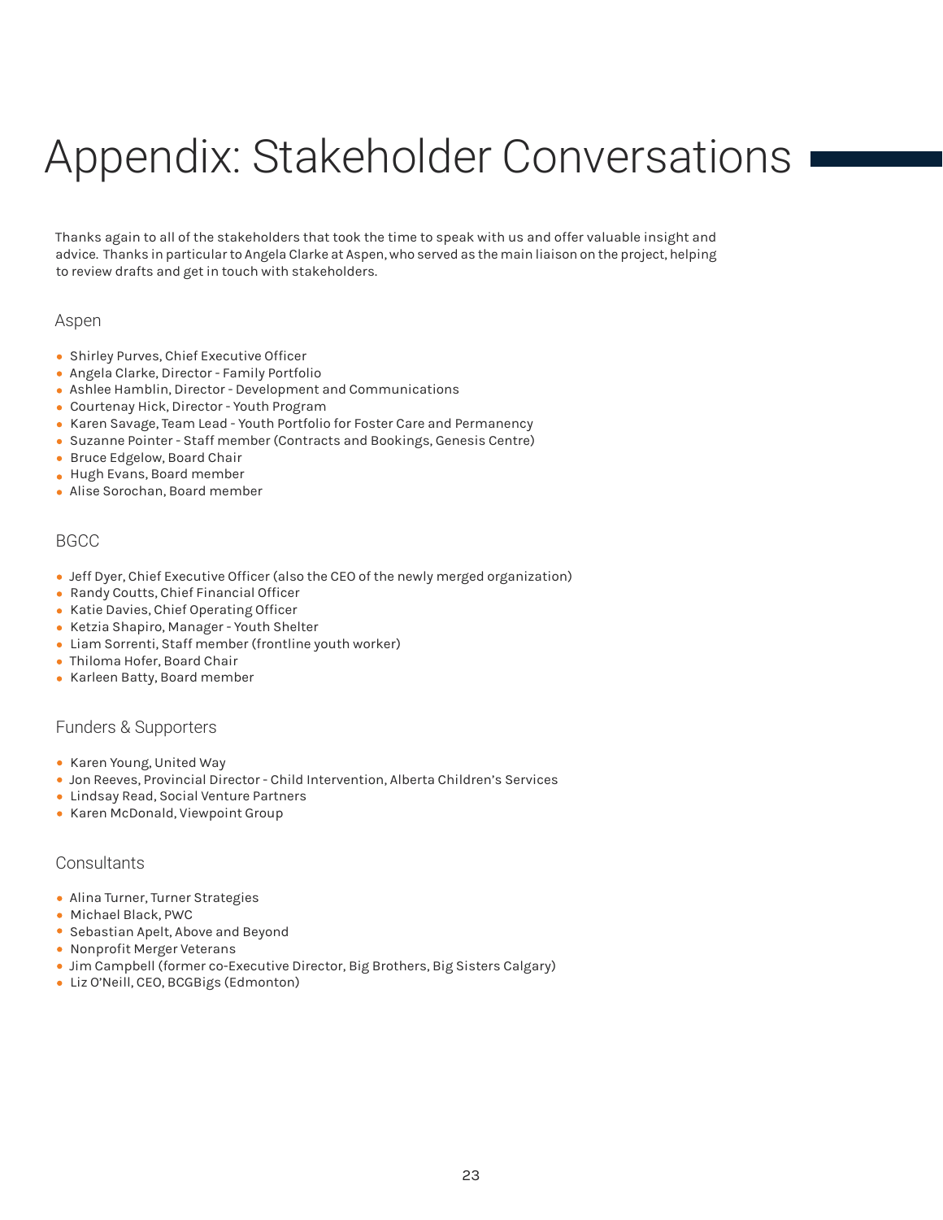# Appendix: Stakeholder Conversations

Thanks again to all of the stakeholders that took the time to speak with us and offer valuable insight and advice. Thanks in particular to Angela Clarke at Aspen, who served as the main liaison on the project, helping to review drafts and get in touch with stakeholders.

## Aspen

- Shirley Purves, Chief Executive Officer
- Angela Clarke, Director - Family Portfolio
- Ashlee Hamblin, Director - Development and Communications
- Courtenay Hick, Director - Youth Program
- Karen Savage, Team Lead - Youth Portfolio for Foster Care and Permanency
- Suzanne Pointer - Staff member (Contracts and Bookings, Genesis Centre)
- Bruce Edgelow, Board Chair
- Hugh Evans, Board member
- Alise Sorochan, Board member

## BGCC

- Jeff Dyer, Chief Executive Officer (also the CEO of the newly merged organization)
- Randy Coutts, Chief Financial Officer
- Katie Davies, Chief Operating Officer
- Ketzia Shapiro, Manager - Youth Shelter
- Liam Sorrenti, Staff member (frontline youth worker)
- Thiloma Hofer, Board Chair
- Karleen Batty, Board member

## Funders & Supporters

- Karen Young, United Way
- Jon Reeves, Provincial Director - Child Intervention, Alberta Children's Services
- Lindsay Read, Social Venture Partners
- Karen McDonald, Viewpoint Group

## Consultants

- Alina Turner, Turner Strategies
- Michael Black, PWC
- Sebastian Apelt, Above and Beyond
- Nonprofit Merger Veterans
- Jim Campbell (former co-Executive Director, Big Brothers, Big Sisters Calgary)
- Liz O'Neill, CEO, BCGBigs (Edmonton)